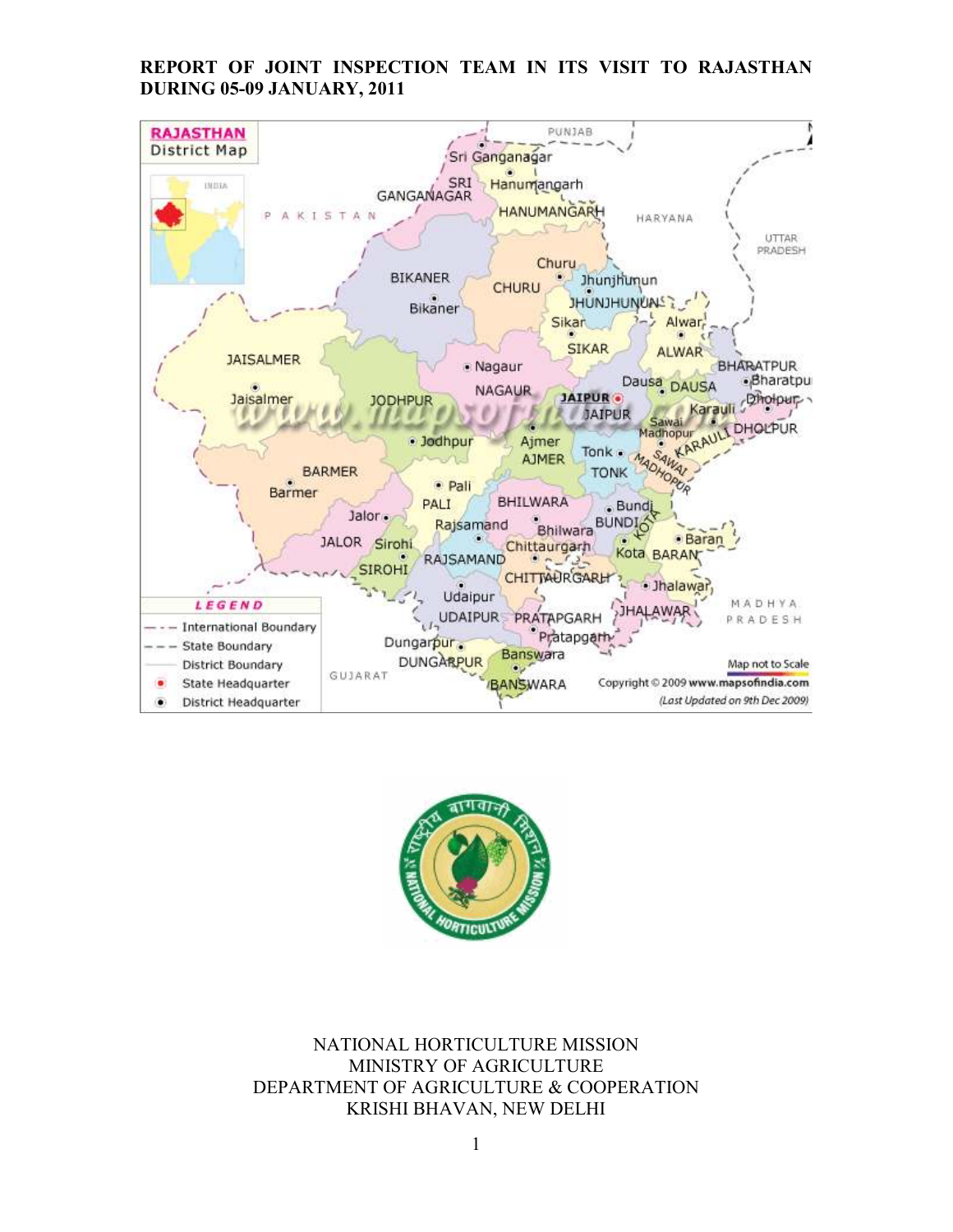# REPORT OF JOINT INSPECTION TEAM IN ITS VISIT TO RAJASTHAN DURING 05-09 JANUARY, 2011

NATIONAL HORTICULTURE MISSION
MINISTRY OF AGRICULTURE
DEPARTMENT OF AGRICULTURE & COOPERATION
KRISHI BHAVAN, NEW DELHI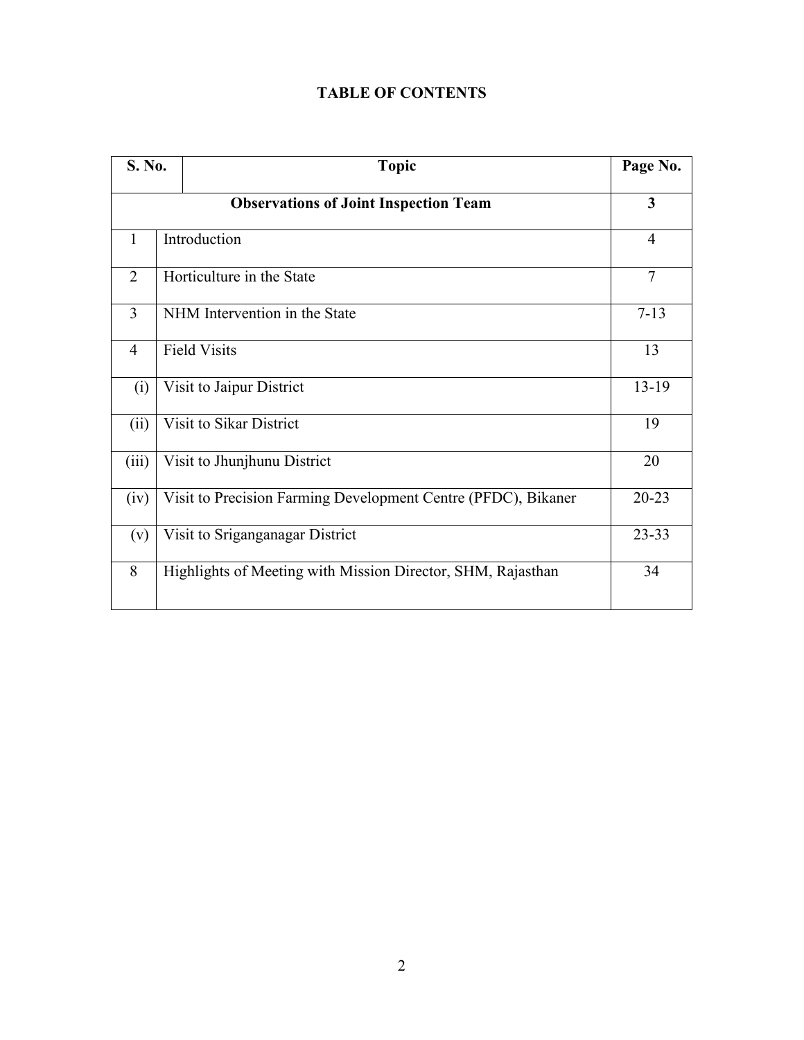# TABLE OF CONTENTS

| S. No. | Topic | Page No. |
|---|---|---|
| | **Observations of Joint Inspection Team** | **3** |
| 1 | Introduction | 4 |
| 2 | Horticulture in the State | 7 |
| 3 | NHM Intervention in the State | 7-13 |
| 4 | Field Visits | 13 |
| (i) | Visit to Jaipur District | 13-19 |
| (ii) | Visit to Sikar District | 19 |
| (iii) | Visit to Jhunjhunu District | 20 |
| (iv) | Visit to Precision Farming Development Centre (PFDC), Bikaner | 20-23 |
| (v) | Visit to Sriganganagar District | 23-33 |
| 8 | Highlights of Meeting with Mission Director, SHM, Rajasthan | 34 |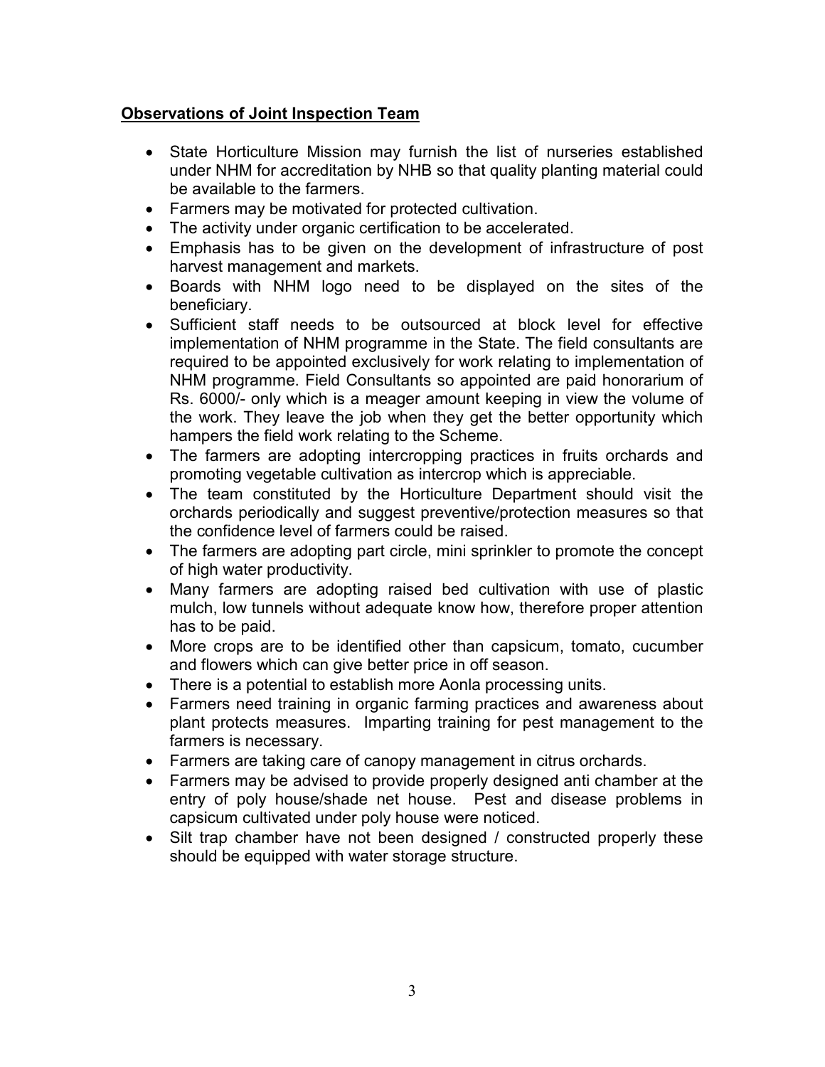**Observations of Joint Inspection Team**

- State Horticulture Mission may furnish the list of nurseries established under NHM for accreditation by NHB so that quality planting material could be available to the farmers.
- Farmers may be motivated for protected cultivation.
- The activity under organic certification to be accelerated.
- Emphasis has to be given on the development of infrastructure of post harvest management and markets.
- Boards with NHM logo need to be displayed on the sites of the beneficiary.
- Sufficient staff needs to be outsourced at block level for effective implementation of NHM programme in the State. The field consultants are required to be appointed exclusively for work relating to implementation of NHM programme. Field Consultants so appointed are paid honorarium of Rs. 6000/- only which is a meager amount keeping in view the volume of the work. They leave the job when they get the better opportunity which hampers the field work relating to the Scheme.
- The farmers are adopting intercropping practices in fruits orchards and promoting vegetable cultivation as intercrop which is appreciable.
- The team constituted by the Horticulture Department should visit the orchards periodically and suggest preventive/protection measures so that the confidence level of farmers could be raised.
- The farmers are adopting part circle, mini sprinkler to promote the concept of high water productivity.
- Many farmers are adopting raised bed cultivation with use of plastic mulch, low tunnels without adequate know how, therefore proper attention has to be paid.
- More crops are to be identified other than capsicum, tomato, cucumber and flowers which can give better price in off season.
- There is a potential to establish more Aonla processing units.
- Farmers need training in organic farming practices and awareness about plant protects measures. Imparting training for pest management to the farmers is necessary.
- Farmers are taking care of canopy management in citrus orchards.
- Farmers may be advised to provide properly designed anti chamber at the entry of poly house/shade net house. Pest and disease problems in capsicum cultivated under poly house were noticed.
- Silt trap chamber have not been designed / constructed properly these should be equipped with water storage structure.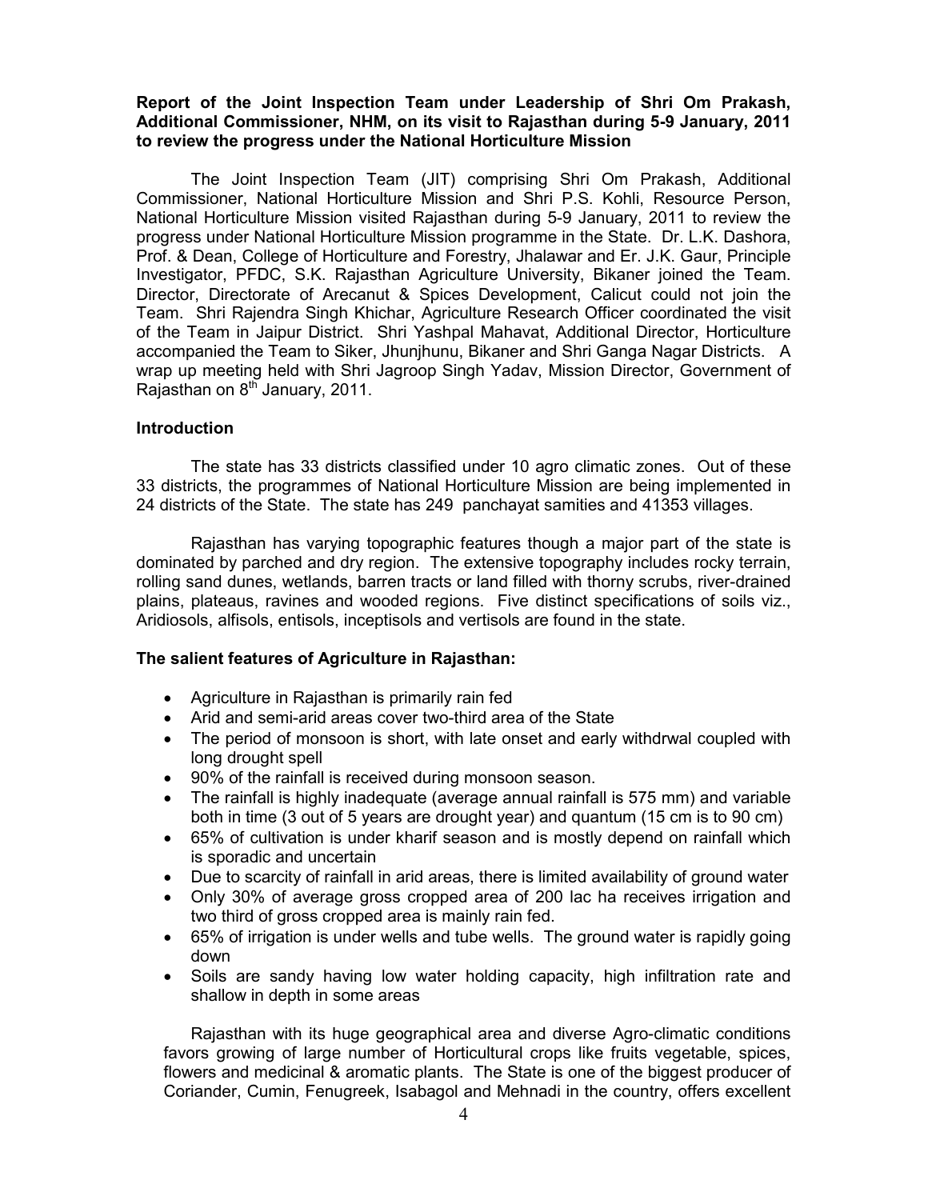**Report of the Joint Inspection Team under Leadership of Shri Om Prakash, Additional Commissioner, NHM, on its visit to Rajasthan during 5-9 January, 2011 to review the progress under the National Horticulture Mission**

The Joint Inspection Team (JIT) comprising Shri Om Prakash, Additional Commissioner, National Horticulture Mission and Shri P.S. Kohli, Resource Person, National Horticulture Mission visited Rajasthan during 5-9 January, 2011 to review the progress under National Horticulture Mission programme in the State. Dr. L.K. Dashora, Prof. & Dean, College of Horticulture and Forestry, Jhalawar and Er. J.K. Gaur, Principle Investigator, PFDC, S.K. Rajasthan Agriculture University, Bikaner joined the Team. Director, Directorate of Arecanut & Spices Development, Calicut could not join the Team. Shri Rajendra Singh Khichar, Agriculture Research Officer coordinated the visit of the Team in Jaipur District. Shri Yashpal Mahavat, Additional Director, Horticulture accompanied the Team to Siker, Jhunjhunu, Bikaner and Shri Ganga Nagar Districts. A wrap up meeting held with Shri Jagroop Singh Yadav, Mission Director, Government of Rajasthan on 8th January, 2011.

**Introduction**

The state has 33 districts classified under 10 agro climatic zones. Out of these 33 districts, the programmes of National Horticulture Mission are being implemented in 24 districts of the State. The state has 249 panchayat samities and 41353 villages.

Rajasthan has varying topographic features though a major part of the state is dominated by parched and dry region. The extensive topography includes rocky terrain, rolling sand dunes, wetlands, barren tracts or land filled with thorny scrubs, river-drained plains, plateaus, ravines and wooded regions. Five distinct specifications of soils viz., Aridiosols, alfisols, entisols, inceptisols and vertisols are found in the state.

**The salient features of Agriculture in Rajasthan:**

- Agriculture in Rajasthan is primarily rain fed
- Arid and semi-arid areas cover two-third area of the State
- The period of monsoon is short, with late onset and early withdrwal coupled with long drought spell
- 90% of the rainfall is received during monsoon season.
- The rainfall is highly inadequate (average annual rainfall is 575 mm) and variable both in time (3 out of 5 years are drought year) and quantum (15 cm is to 90 cm)
- 65% of cultivation is under kharif season and is mostly depend on rainfall which is sporadic and uncertain
- Due to scarcity of rainfall in arid areas, there is limited availability of ground water
- Only 30% of average gross cropped area of 200 lac ha receives irrigation and two third of gross cropped area is mainly rain fed.
- 65% of irrigation is under wells and tube wells. The ground water is rapidly going down
- Soils are sandy having low water holding capacity, high infiltration rate and shallow in depth in some areas

Rajasthan with its huge geographical area and diverse Agro-climatic conditions favors growing of large number of Horticultural crops like fruits vegetable, spices, flowers and medicinal & aromatic plants. The State is one of the biggest producer of Coriander, Cumin, Fenugreek, Isabagol and Mehnadi in the country, offers excellent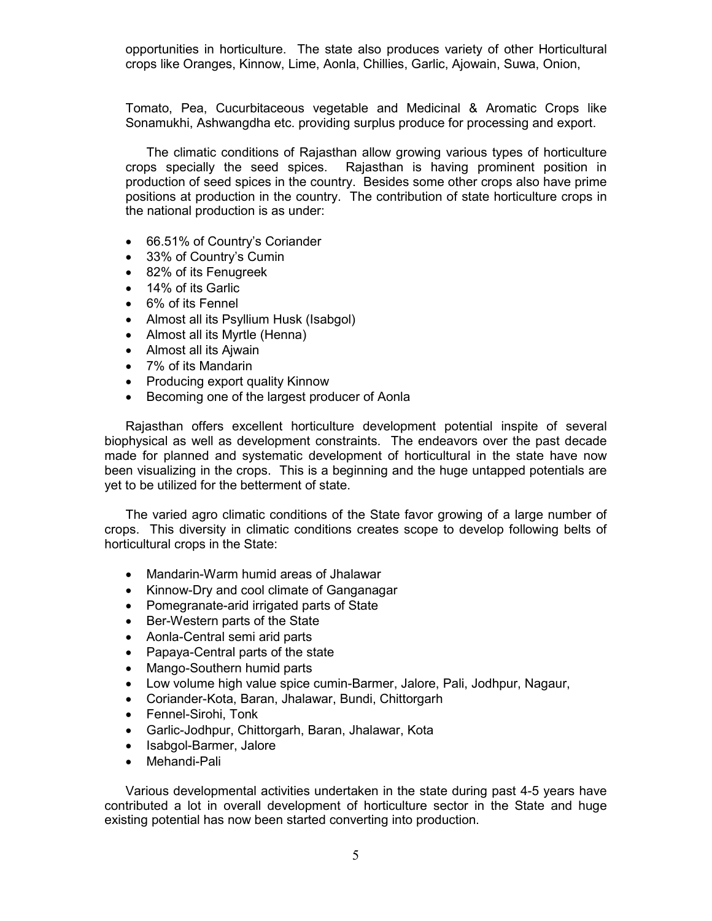opportunities in horticulture. The state also produces variety of other Horticultural crops like Oranges, Kinnow, Lime, Aonla, Chillies, Garlic, Ajowain, Suwa, Onion,

Tomato, Pea, Cucurbitaceous vegetable and Medicinal & Aromatic Crops like Sonamukhi, Ashwangdha etc. providing surplus produce for processing and export.

The climatic conditions of Rajasthan allow growing various types of horticulture crops specially the seed spices. Rajasthan is having prominent position in production of seed spices in the country. Besides some other crops also have prime positions at production in the country. The contribution of state horticulture crops in the national production is as under:

- 66.51% of Country's Coriander
- 33% of Country's Cumin
- 82% of its Fenugreek
- 14% of its Garlic
- 6% of its Fennel
- Almost all its Psyllium Husk (Isabgol)
- Almost all its Myrtle (Henna)
- Almost all its Ajwain
- 7% of its Mandarin
- Producing export quality Kinnow
- Becoming one of the largest producer of Aonla

Rajasthan offers excellent horticulture development potential inspite of several biophysical as well as development constraints. The endeavors over the past decade made for planned and systematic development of horticultural in the state have now been visualizing in the crops. This is a beginning and the huge untapped potentials are yet to be utilized for the betterment of state.

The varied agro climatic conditions of the State favor growing of a large number of crops. This diversity in climatic conditions creates scope to develop following belts of horticultural crops in the State:

- Mandarin-Warm humid areas of Jhalawar
- Kinnow-Dry and cool climate of Ganganagar
- Pomegranate-arid irrigated parts of State
- Ber-Western parts of the State
- Aonla-Central semi arid parts
- Papaya-Central parts of the state
- Mango-Southern humid parts
- Low volume high value spice cumin-Barmer, Jalore, Pali, Jodhpur, Nagaur,
- Coriander-Kota, Baran, Jhalawar, Bundi, Chittorgarh
- Fennel-Sirohi, Tonk
- Garlic-Jodhpur, Chittorgarh, Baran, Jhalawar, Kota
- Isabgol-Barmer, Jalore
- Mehandi-Pali

Various developmental activities undertaken in the state during past 4-5 years have contributed a lot in overall development of horticulture sector in the State and huge existing potential has now been started converting into production.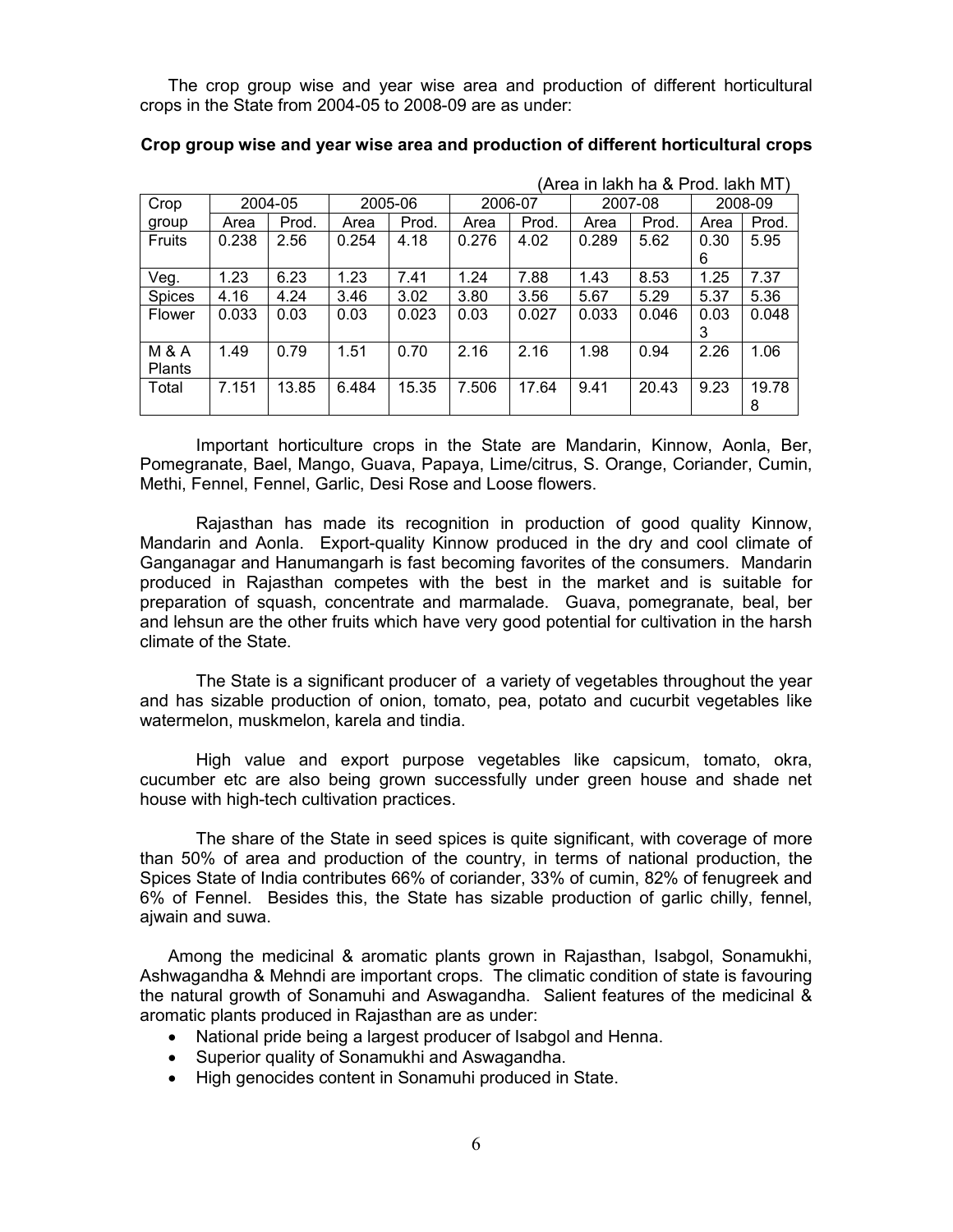The crop group wise and year wise area and production of different horticultural crops in the State from 2004-05 to 2008-09 are as under:

**Crop group wise and year wise area and production of different horticultural crops**

(Area in lakh ha & Prod. lakh MT)

| Crop group | 2004-05 | | 2005-06 | | 2006-07 | | 2007-08 | | 2008-09 | |
|---|---|---|---|---|---|---|---|---|---|---|
| | Area | Prod. | Area | Prod. | Area | Prod. | Area | Prod. | Area | Prod. |
| Fruits | 0.238 | 2.56 | 0.254 | 4.18 | 0.276 | 4.02 | 0.289 | 5.62 | 0.306 | 5.95 |
| Veg. | 1.23 | 6.23 | 1.23 | 7.41 | 1.24 | 7.88 | 1.43 | 8.53 | 1.25 | 7.37 |
| Spices | 4.16 | 4.24 | 3.46 | 3.02 | 3.80 | 3.56 | 5.67 | 5.29 | 5.37 | 5.36 |
| Flower | 0.033 | 0.03 | 0.03 | 0.023 | 0.03 | 0.027 | 0.033 | 0.046 | 0.033 | 0.048 |
| M & A Plants | 1.49 | 0.79 | 1.51 | 0.70 | 2.16 | 2.16 | 1.98 | 0.94 | 2.26 | 1.06 |
| Total | 7.151 | 13.85 | 6.484 | 15.35 | 7.506 | 17.64 | 9.41 | 20.43 | 9.23 | 19.788 |

Important horticulture crops in the State are Mandarin, Kinnow, Aonla, Ber, Pomegranate, Bael, Mango, Guava, Papaya, Lime/citrus, S. Orange, Coriander, Cumin, Methi, Fennel, Fennel, Garlic, Desi Rose and Loose flowers.

Rajasthan has made its recognition in production of good quality Kinnow, Mandarin and Aonla. Export-quality Kinnow produced in the dry and cool climate of Ganganagar and Hanumangarh is fast becoming favorites of the consumers. Mandarin produced in Rajasthan competes with the best in the market and is suitable for preparation of squash, concentrate and marmalade. Guava, pomegranate, beal, ber and lehsun are the other fruits which have very good potential for cultivation in the harsh climate of the State.

The State is a significant producer of a variety of vegetables throughout the year and has sizable production of onion, tomato, pea, potato and cucurbit vegetables like watermelon, muskmelon, karela and tindia.

High value and export purpose vegetables like capsicum, tomato, okra, cucumber etc are also being grown successfully under green house and shade net house with high-tech cultivation practices.

The share of the State in seed spices is quite significant, with coverage of more than 50% of area and production of the country, in terms of national production, the Spices State of India contributes 66% of coriander, 33% of cumin, 82% of fenugreek and 6% of Fennel. Besides this, the State has sizable production of garlic chilly, fennel, ajwain and suwa.

Among the medicinal & aromatic plants grown in Rajasthan, Isabgol, Sonamukhi, Ashwagandha & Mehndi are important crops. The climatic condition of state is favouring the natural growth of Sonamuhi and Aswagandha. Salient features of the medicinal & aromatic plants produced in Rajasthan are as under:

- National pride being a largest producer of Isabgol and Henna.
- Superior quality of Sonamukhi and Aswagandha.
- High genocides content in Sonamuhi produced in State.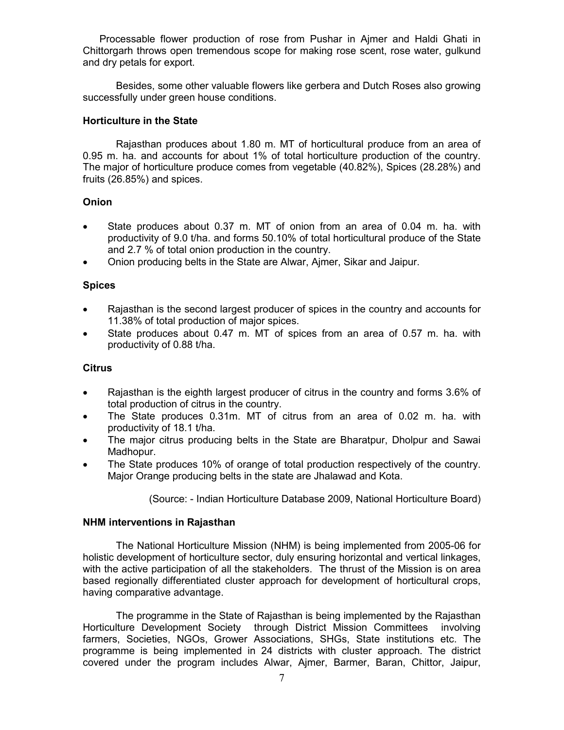Processable flower production of rose from Pushar in Ajmer and Haldi Ghati in Chittorgarh throws open tremendous scope for making rose scent, rose water, gulkund and dry petals for export.

Besides, some other valuable flowers like gerbera and Dutch Roses also growing successfully under green house conditions.

### Horticulture in the State

Rajasthan produces about 1.80 m. MT of horticultural produce from an area of 0.95 m. ha. and accounts for about 1% of total horticulture production of the country. The major of horticulture produce comes from vegetable (40.82%), Spices (28.28%) and fruits (26.85%) and spices.

### Onion

- State produces about 0.37 m. MT of onion from an area of 0.04 m. ha. with productivity of 9.0 t/ha. and forms 50.10% of total horticultural produce of the State and 2.7 % of total onion production in the country.
- Onion producing belts in the State are Alwar, Ajmer, Sikar and Jaipur.

### Spices

- Rajasthan is the second largest producer of spices in the country and accounts for 11.38% of total production of major spices.
- State produces about 0.47 m. MT of spices from an area of 0.57 m. ha. with productivity of 0.88 t/ha.

### Citrus

- Rajasthan is the eighth largest producer of citrus in the country and forms 3.6% of total production of citrus in the country.
- The State produces 0.31m. MT of citrus from an area of 0.02 m. ha. with productivity of 18.1 t/ha.
- The major citrus producing belts in the State are Bharatpur, Dholpur and Sawai Madhopur.
- The State produces 10% of orange of total production respectively of the country. Major Orange producing belts in the state are Jhalawad and Kota.

(Source: - Indian Horticulture Database 2009, National Horticulture Board)

### NHM interventions in Rajasthan

The National Horticulture Mission (NHM) is being implemented from 2005-06 for holistic development of horticulture sector, duly ensuring horizontal and vertical linkages, with the active participation of all the stakeholders. The thrust of the Mission is on area based regionally differentiated cluster approach for development of horticultural crops, having comparative advantage.

The programme in the State of Rajasthan is being implemented by the Rajasthan Horticulture Development Society through District Mission Committees involving farmers, Societies, NGOs, Grower Associations, SHGs, State institutions etc. The programme is being implemented in 24 districts with cluster approach. The district covered under the program includes Alwar, Ajmer, Barmer, Baran, Chittor, Jaipur,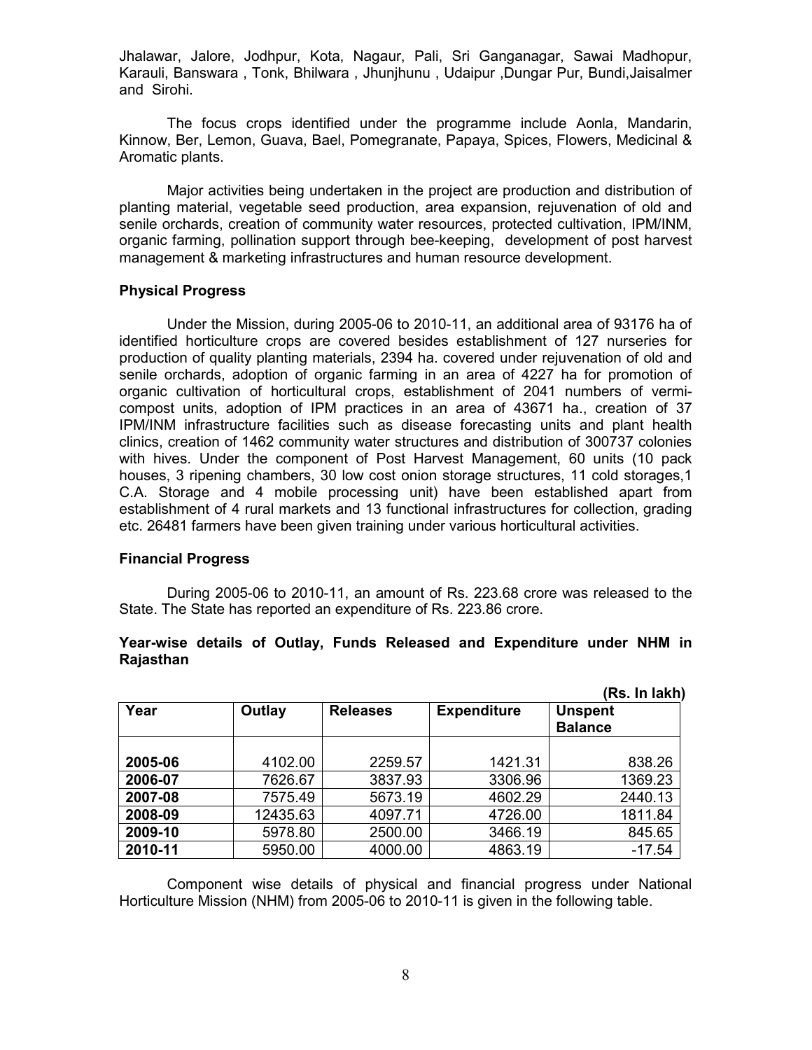Jhalawar, Jalore, Jodhpur, Kota, Nagaur, Pali, Sri Ganganagar, Sawai Madhopur, Karauli, Banswara , Tonk, Bhilwara , Jhunjhunu , Udaipur ,Dungar Pur, Bundi,Jaisalmer and Sirohi.

The focus crops identified under the programme include Aonla, Mandarin, Kinnow, Ber, Lemon, Guava, Bael, Pomegranate, Papaya, Spices, Flowers, Medicinal & Aromatic plants.

Major activities being undertaken in the project are production and distribution of planting material, vegetable seed production, area expansion, rejuvenation of old and senile orchards, creation of community water resources, protected cultivation, IPM/INM, organic farming, pollination support through bee-keeping, development of post harvest management & marketing infrastructures and human resource development.

**Physical Progress**

Under the Mission, during 2005-06 to 2010-11, an additional area of 93176 ha of identified horticulture crops are covered besides establishment of 127 nurseries for production of quality planting materials, 2394 ha. covered under rejuvenation of old and senile orchards, adoption of organic farming in an area of 4227 ha for promotion of organic cultivation of horticultural crops, establishment of 2041 numbers of vermi-compost units, adoption of IPM practices in an area of 43671 ha., creation of 37 IPM/INM infrastructure facilities such as disease forecasting units and plant health clinics, creation of 1462 community water structures and distribution of 300737 colonies with hives. Under the component of Post Harvest Management, 60 units (10 pack houses, 3 ripening chambers, 30 low cost onion storage structures, 11 cold storages,1 C.A. Storage and 4 mobile processing unit) have been established apart from establishment of 4 rural markets and 13 functional infrastructures for collection, grading etc. 26481 farmers have been given training under various horticultural activities.

**Financial Progress**

During 2005-06 to 2010-11, an amount of Rs. 223.68 crore was released to the State. The State has reported an expenditure of Rs. 223.86 crore.

**Year-wise details of Outlay, Funds Released and Expenditure under NHM in Rajasthan**

**(Rs. In lakh)**

| Year | Outlay | Releases | Expenditure | Unspent Balance |
|---|---|---|---|---|
| 2005-06 | 4102.00 | 2259.57 | 1421.31 | 838.26 |
| 2006-07 | 7626.67 | 3837.93 | 3306.96 | 1369.23 |
| 2007-08 | 7575.49 | 5673.19 | 4602.29 | 2440.13 |
| 2008-09 | 12435.63 | 4097.71 | 4726.00 | 1811.84 |
| 2009-10 | 5978.80 | 2500.00 | 3466.19 | 845.65 |
| 2010-11 | 5950.00 | 4000.00 | 4863.19 | -17.54 |

Component wise details of physical and financial progress under National Horticulture Mission (NHM) from 2005-06 to 2010-11 is given in the following table.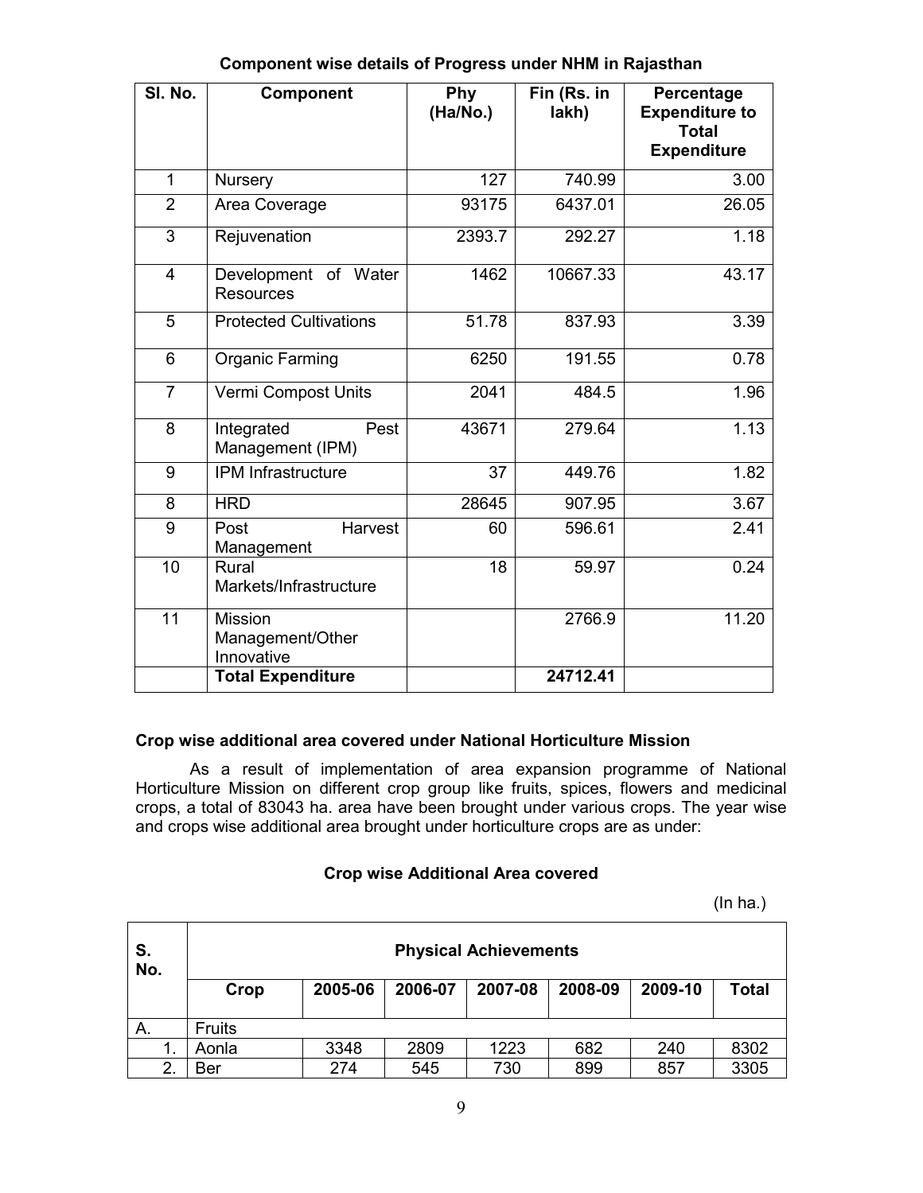**Component wise details of Progress under NHM in Rajasthan**

| Sl. No. | Component | Phy (Ha/No.) | Fin (Rs. in lakh) | Percentage Expenditure to Total Expenditure |
|---|---|---|---|---|
| 1 | Nursery | 127 | 740.99 | 3.00 |
| 2 | Area Coverage | 93175 | 6437.01 | 26.05 |
| 3 | Rejuvenation | 2393.7 | 292.27 | 1.18 |
| 4 | Development of Water Resources | 1462 | 10667.33 | 43.17 |
| 5 | Protected Cultivations | 51.78 | 837.93 | 3.39 |
| 6 | Organic Farming | 6250 | 191.55 | 0.78 |
| 7 | Vermi Compost Units | 2041 | 484.5 | 1.96 |
| 8 | Integrated Pest Management (IPM) | 43671 | 279.64 | 1.13 |
| 9 | IPM Infrastructure | 37 | 449.76 | 1.82 |
| 8 | HRD | 28645 | 907.95 | 3.67 |
| 9 | Post Harvest Management | 60 | 596.61 | 2.41 |
| 10 | Rural Markets/Infrastructure | 18 | 59.97 | 0.24 |
| 11 | Mission Management/Other Innovative | | 2766.9 | 11.20 |
| | **Total Expenditure** | | **24712.41** | |

**Crop wise additional area covered under National Horticulture Mission**

As a result of implementation of area expansion programme of National Horticulture Mission on different crop group like fruits, spices, flowers and medicinal crops, a total of 83043 ha. area have been brought under various crops. The year wise and crops wise additional area brought under horticulture crops are as under:

**Crop wise Additional Area covered**

(In ha.)

| S. No. | Physical Achievements | | | | | | |
|---|---|---|---|---|---|---|---|
| | **Crop** | **2005-06** | **2006-07** | **2007-08** | **2008-09** | **2009-10** | **Total** |
| A. | Fruits | | | | | | |
| 1. | Aonla | 3348 | 2809 | 1223 | 682 | 240 | 8302 |
| 2. | Ber | 274 | 545 | 730 | 899 | 857 | 3305 |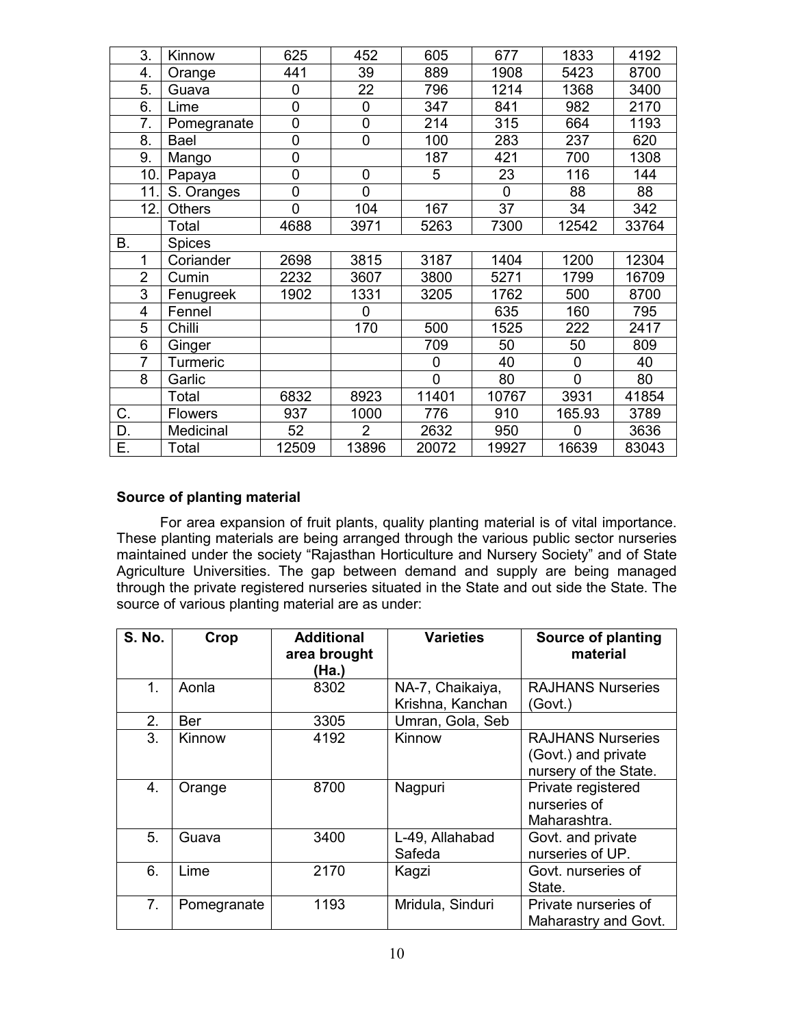| 3. | Kinnow | 625 | 452 | 605 | 677 | 1833 | 4192 |
|---|---|---|---|---|---|---|---|
| 4. | Orange | 441 | 39 | 889 | 1908 | 5423 | 8700 |
| 5. | Guava | 0 | 22 | 796 | 1214 | 1368 | 3400 |
| 6. | Lime | 0 | 0 | 347 | 841 | 982 | 2170 |
| 7. | Pomegranate | 0 | 0 | 214 | 315 | 664 | 1193 |
| 8. | Bael | 0 | 0 | 100 | 283 | 237 | 620 |
| 9. | Mango | 0 | | 187 | 421 | 700 | 1308 |
| 10. | Papaya | 0 | 0 | 5 | 23 | 116 | 144 |
| 11. | S. Oranges | 0 | 0 | | 0 | 88 | 88 |
| 12. | Others | 0 | 104 | 167 | 37 | 34 | 342 |
| | Total | 4688 | 3971 | 5263 | 7300 | 12542 | 33764 |
| B. | Spices | | | | | | |
| 1 | Coriander | 2698 | 3815 | 3187 | 1404 | 1200 | 12304 |
| 2 | Cumin | 2232 | 3607 | 3800 | 5271 | 1799 | 16709 |
| 3 | Fenugreek | 1902 | 1331 | 3205 | 1762 | 500 | 8700 |
| 4 | Fennel | | 0 | | 635 | 160 | 795 |
| 5 | Chilli | | 170 | 500 | 1525 | 222 | 2417 |
| 6 | Ginger | | | 709 | 50 | 50 | 809 |
| 7 | Turmeric | | | 0 | 40 | 0 | 40 |
| 8 | Garlic | | | 0 | 80 | 0 | 80 |
| | Total | 6832 | 8923 | 11401 | 10767 | 3931 | 41854 |
| C. | Flowers | 937 | 1000 | 776 | 910 | 165.93 | 3789 |
| D. | Medicinal | 52 | 2 | 2632 | 950 | 0 | 3636 |
| E. | Total | 12509 | 13896 | 20072 | 19927 | 16639 | 83043 |

**Source of planting material**

For area expansion of fruit plants, quality planting material is of vital importance. These planting materials are being arranged through the various public sector nurseries maintained under the society "Rajasthan Horticulture and Nursery Society" and of State Agriculture Universities. The gap between demand and supply are being managed through the private registered nurseries situated in the State and out side the State. The source of various planting material are as under:

| S. No. | Crop | Additional area brought (Ha.) | Varieties | Source of planting material |
|---|---|---|---|---|
| 1. | Aonla | 8302 | NA-7, Chaikaiya, Krishna, Kanchan | RAJHANS Nurseries (Govt.) |
| 2. | Ber | 3305 | Umran, Gola, Seb | |
| 3. | Kinnow | 4192 | Kinnow | RAJHANS Nurseries (Govt.) and private nursery of the State. |
| 4. | Orange | 8700 | Nagpuri | Private registered nurseries of Maharashtra. |
| 5. | Guava | 3400 | L-49, Allahabad Safeda | Govt. and private nurseries of UP. |
| 6. | Lime | 2170 | Kagzi | Govt. nurseries of State. |
| 7. | Pomegranate | 1193 | Mridula, Sinduri | Private nurseries of Maharastry and Govt. |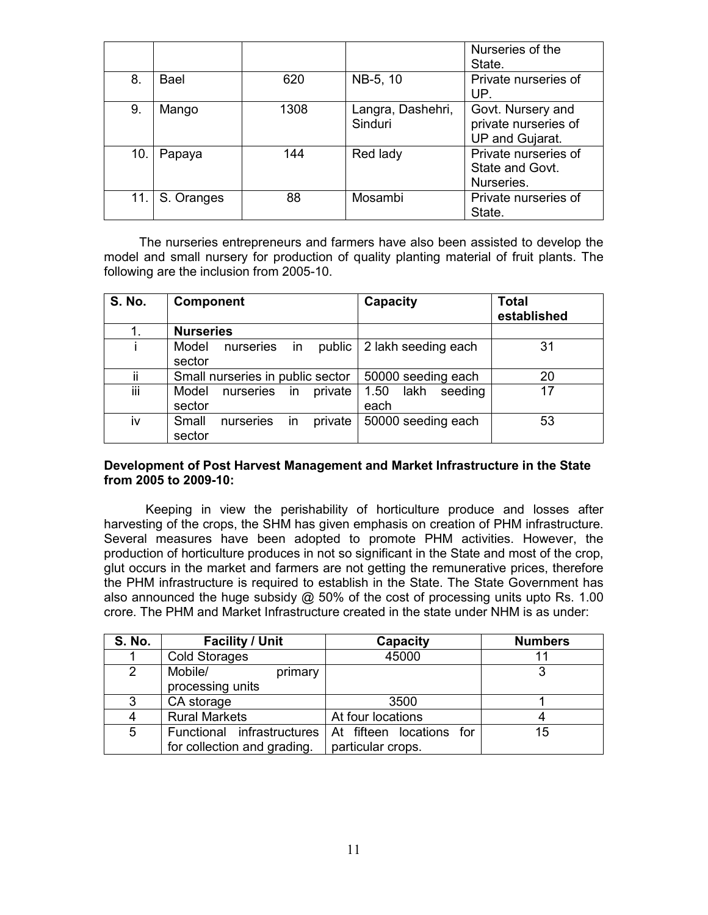|  |  |  |  | Nurseries of the State. |
|---|---|---|---|---|
| 8. | Bael | 620 | NB-5, 10 | Private nurseries of UP. |
| 9. | Mango | 1308 | Langra, Dashehri, Sinduri | Govt. Nursery and private nurseries of UP and Gujarat. |
| 10. | Papaya | 144 | Red lady | Private nurseries of State and Govt. Nurseries. |
| 11. | S. Oranges | 88 | Mosambi | Private nurseries of State. |

The nurseries entrepreneurs and farmers have also been assisted to develop the model and small nursery for production of quality planting material of fruit plants. The following are the inclusion from 2005-10.

| S. No. | Component | Capacity | Total established |
|---|---|---|---|
| 1. | **Nurseries** |  |  |
| i | Model nurseries in public sector | 2 lakh seeding each | 31 |
| ii | Small nurseries in public sector | 50000 seeding each | 20 |
| iii | Model nurseries in private sector | 1.50 lakh seeding each | 17 |
| iv | Small nurseries in private sector | 50000 seeding each | 53 |

**Development of Post Harvest Management and Market Infrastructure in the State from 2005 to 2009-10:**

Keeping in view the perishability of horticulture produce and losses after harvesting of the crops, the SHM has given emphasis on creation of PHM infrastructure. Several measures have been adopted to promote PHM activities. However, the production of horticulture produces in not so significant in the State and most of the crop, glut occurs in the market and farmers are not getting the remunerative prices, therefore the PHM infrastructure is required to establish in the State. The State Government has also announced the huge subsidy @ 50% of the cost of processing units upto Rs. 1.00 crore. The PHM and Market Infrastructure created in the state under NHM is as under:

| S. No. | Facility / Unit | Capacity | Numbers |
|---|---|---|---|
| 1 | Cold Storages | 45000 | 11 |
| 2 | Mobile/ primary processing units |  | 3 |
| 3 | CA storage | 3500 | 1 |
| 4 | Rural Markets | At four locations | 4 |
| 5 | Functional infrastructures for collection and grading. | At fifteen locations for particular crops. | 15 |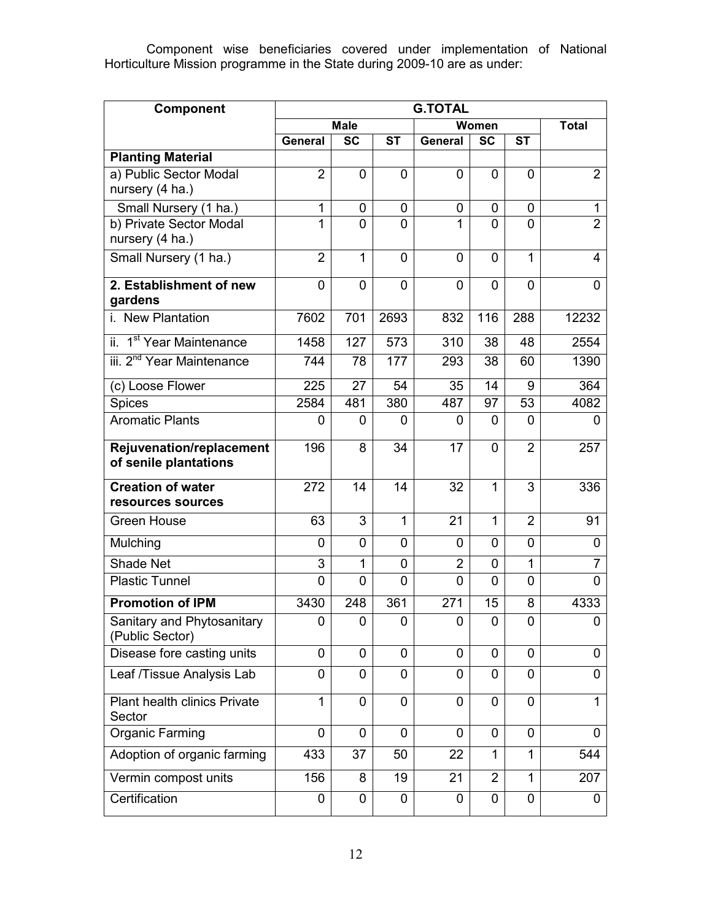Component wise beneficiaries covered under implementation of National Horticulture Mission programme in the State during 2009-10 are as under:

| Component | G.TOTAL | | | | | | |
|---|---|---|---|---|---|---|---|
| | Male | | | Women | | | Total |
| | General | SC | ST | General | SC | ST | |
| **Planting Material** | | | | | | | |
| a) Public Sector Modal nursery (4 ha.) | 2 | 0 | 0 | 0 | 0 | 0 | 2 |
| Small Nursery (1 ha.) | 1 | 0 | 0 | 0 | 0 | 0 | 1 |
| b) Private Sector Modal nursery (4 ha.) | 1 | 0 | 0 | 1 | 0 | 0 | 2 |
| Small Nursery (1 ha.) | 2 | 1 | 0 | 0 | 0 | 1 | 4 |
| **2. Establishment of new gardens** | 0 | 0 | 0 | 0 | 0 | 0 | 0 |
| i. New Plantation | 7602 | 701 | 2693 | 832 | 116 | 288 | 12232 |
| ii. 1st Year Maintenance | 1458 | 127 | 573 | 310 | 38 | 48 | 2554 |
| iii. 2nd Year Maintenance | 744 | 78 | 177 | 293 | 38 | 60 | 1390 |
| (c) Loose Flower | 225 | 27 | 54 | 35 | 14 | 9 | 364 |
| Spices | 2584 | 481 | 380 | 487 | 97 | 53 | 4082 |
| Aromatic Plants | 0 | 0 | 0 | 0 | 0 | 0 | 0 |
| **Rejuvenation/replacement of senile plantations** | 196 | 8 | 34 | 17 | 0 | 2 | 257 |
| **Creation of water resources sources** | 272 | 14 | 14 | 32 | 1 | 3 | 336 |
| Green House | 63 | 3 | 1 | 21 | 1 | 2 | 91 |
| Mulching | 0 | 0 | 0 | 0 | 0 | 0 | 0 |
| Shade Net | 3 | 1 | 0 | 2 | 0 | 1 | 7 |
| Plastic Tunnel | 0 | 0 | 0 | 0 | 0 | 0 | 0 |
| **Promotion of IPM** | 3430 | 248 | 361 | 271 | 15 | 8 | 4333 |
| Sanitary and Phytosanitary (Public Sector) | 0 | 0 | 0 | 0 | 0 | 0 | 0 |
| Disease fore casting units | 0 | 0 | 0 | 0 | 0 | 0 | 0 |
| Leaf /Tissue Analysis Lab | 0 | 0 | 0 | 0 | 0 | 0 | 0 |
| Plant health clinics Private Sector | 1 | 0 | 0 | 0 | 0 | 0 | 1 |
| Organic Farming | 0 | 0 | 0 | 0 | 0 | 0 | 0 |
| Adoption of organic farming | 433 | 37 | 50 | 22 | 1 | 1 | 544 |
| Vermin compost units | 156 | 8 | 19 | 21 | 2 | 1 | 207 |
| Certification | 0 | 0 | 0 | 0 | 0 | 0 | 0 |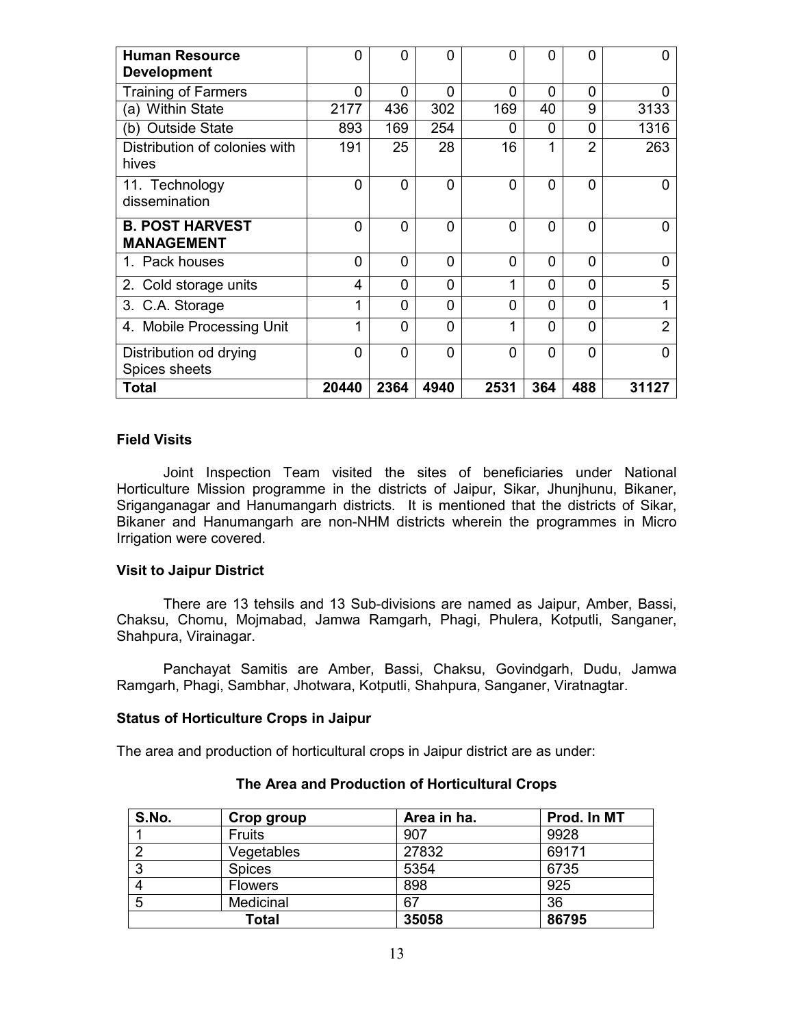| **Human Resource Development** | 0 | 0 | 0 | 0 | 0 | 0 | 0 |
|---|---|---|---|---|---|---|---|
| Training of Farmers | 0 | 0 | 0 | 0 | 0 | 0 | 0 |
| (a) Within State | 2177 | 436 | 302 | 169 | 40 | 9 | 3133 |
| (b) Outside State | 893 | 169 | 254 | 0 | 0 | 0 | 1316 |
| Distribution of colonies with hives | 191 | 25 | 28 | 16 | 1 | 2 | 263 |
| 11. Technology dissemination | 0 | 0 | 0 | 0 | 0 | 0 | 0 |
| **B. POST HARVEST MANAGEMENT** | 0 | 0 | 0 | 0 | 0 | 0 | 0 |
| 1. Pack houses | 0 | 0 | 0 | 0 | 0 | 0 | 0 |
| 2. Cold storage units | 4 | 0 | 0 | 1 | 0 | 0 | 5 |
| 3. C.A. Storage | 1 | 0 | 0 | 0 | 0 | 0 | 1 |
| 4. Mobile Processing Unit | 1 | 0 | 0 | 1 | 0 | 0 | 2 |
| Distribution od drying Spices sheets | 0 | 0 | 0 | 0 | 0 | 0 | 0 |
| **Total** | **20440** | **2364** | **4940** | **2531** | **364** | **488** | **31127** |

### Field Visits

Joint Inspection Team visited the sites of beneficiaries under National Horticulture Mission programme in the districts of Jaipur, Sikar, Jhunjhunu, Bikaner, Sriganganagar and Hanumangarh districts. It is mentioned that the districts of Sikar, Bikaner and Hanumangarh are non-NHM districts wherein the programmes in Micro Irrigation were covered.

### Visit to Jaipur District

There are 13 tehsils and 13 Sub-divisions are named as Jaipur, Amber, Bassi, Chaksu, Chomu, Mojmabad, Jamwa Ramgarh, Phagi, Phulera, Kotputli, Sanganer, Shahpura, Virainagar.

Panchayat Samitis are Amber, Bassi, Chaksu, Govindgarh, Dudu, Jamwa Ramgarh, Phagi, Sambhar, Jhotwara, Kotputli, Shahpura, Sanganer, Viratnagtar.

### Status of Horticulture Crops in Jaipur

The area and production of horticultural crops in Jaipur district are as under:

**The Area and Production of Horticultural Crops**

| S.No. | Crop group | Area in ha. | Prod. In MT |
|---|---|---|---|
| 1 | Fruits | 907 | 9928 |
| 2 | Vegetables | 27832 | 69171 |
| 3 | Spices | 5354 | 6735 |
| 4 | Flowers | 898 | 925 |
| 5 | Medicinal | 67 | 36 |
| **Total** | | **35058** | **86795** |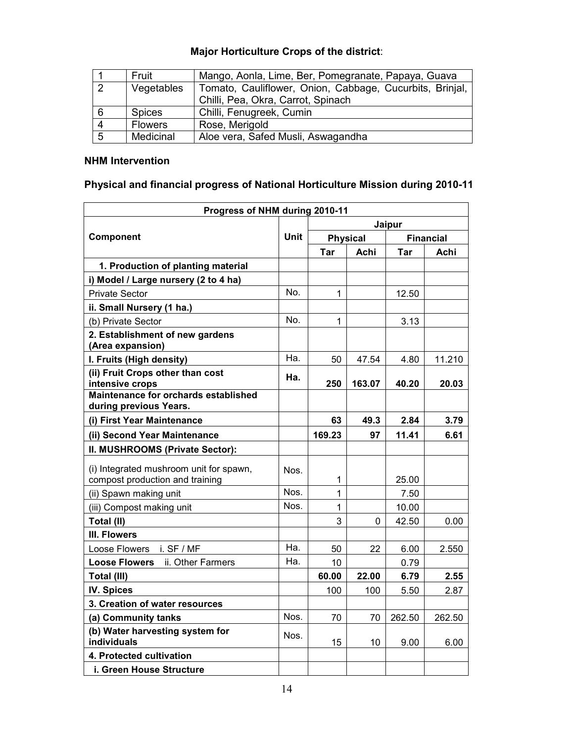**Major Horticulture Crops of the district**:

| 1 | Fruit | Mango, Aonla, Lime, Ber, Pomegranate, Papaya, Guava |
|---|---|---|
| 2 | Vegetables | Tomato, Cauliflower, Onion, Cabbage, Cucurbits, Brinjal, Chilli, Pea, Okra, Carrot, Spinach |
| 6 | Spices | Chilli, Fenugreek, Cumin |
| 4 | Flowers | Rose, Merigold |
| 5 | Medicinal | Aloe vera, Safed Musli, Aswagandha |

**NHM Intervention**

**Physical and financial progress of National Horticulture Mission during 2010-11**

| **Progress of NHM during 2010-11** | | | | | |
|---|---|---|---|---|---|
| **Component** | **Unit** | **Jaipur** | | | |
| | | **Physical** | | **Financial** | |
| | | **Tar** | **Achi** | **Tar** | **Achi** |
| **1. Production of planting material** | | | | | |
| **i) Model / Large nursery (2 to 4 ha)** | | | | | |
| Private Sector | No. | 1 | | 12.50 | |
| **ii. Small Nursery (1 ha.)** | | | | | |
| (b) Private Sector | No. | 1 | | 3.13 | |
| **2. Establishment of new gardens (Area expansion)** | | | | | |
| **I. Fruits (High density)** | Ha. | 50 | 47.54 | 4.80 | 11.210 |
| **(ii) Fruit Crops other than cost intensive crops** | **Ha.** | **250** | **163.07** | **40.20** | **20.03** |
| **Maintenance for orchards established during previous Years.** | | | | | |
| **(i) First Year Maintenance** | | **63** | **49.3** | **2.84** | **3.79** |
| **(ii) Second Year Maintenance** | | **169.23** | **97** | **11.41** | **6.61** |
| **II. MUSHROOMS (Private Sector):** | | | | | |
| (i) Integrated mushroom unit for spawn, compost production and training | Nos. | 1 | | 25.00 | |
| (ii) Spawn making unit | Nos. | 1 | | 7.50 | |
| (iii) Compost making unit | Nos. | 1 | | 10.00 | |
| **Total (II)** | | 3 | 0 | 42.50 | 0.00 |
| **III. Flowers** | | | | | |
| Loose Flowers i. SF / MF | Ha. | 50 | 22 | 6.00 | 2.550 |
| **Loose Flowers** ii. Other Farmers | Ha. | 10 | | 0.79 | |
| **Total (III)** | | **60.00** | **22.00** | **6.79** | **2.55** |
| **IV. Spices** | | 100 | 100 | 5.50 | 2.87 |
| **3. Creation of water resources** | | | | | |
| **(a) Community tanks** | Nos. | 70 | 70 | 262.50 | 262.50 |
| **(b) Water harvesting system for individuals** | Nos. | 15 | 10 | 9.00 | 6.00 |
| **4. Protected cultivation** | | | | | |
| **i. Green House Structure** | | | | | |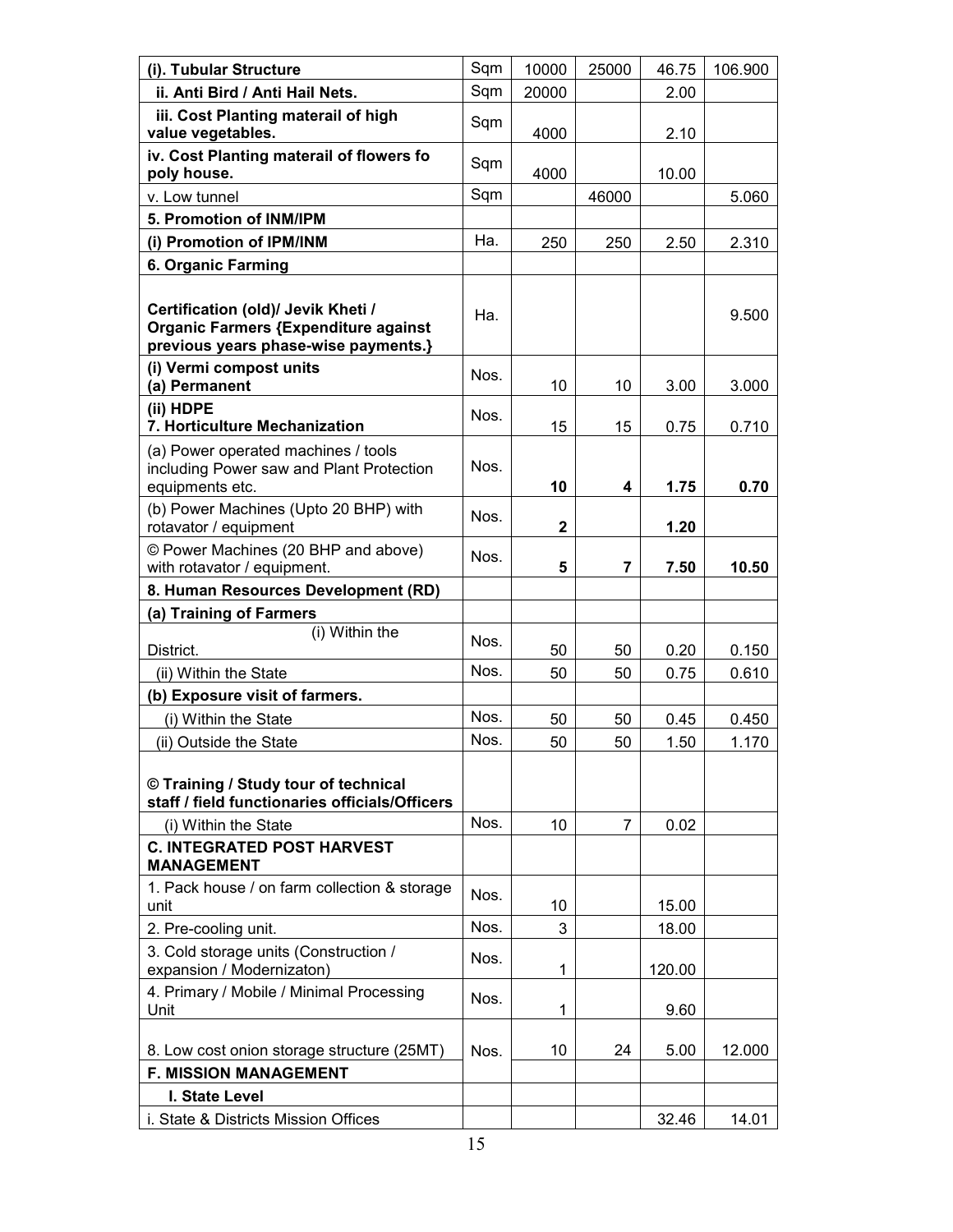| (i). Tubular Structure | Sqm | 10000 | 25000 | 46.75 | 106.900 |
|---|---|---|---|---|---|
| ii. Anti Bird / Anti Hail Nets. | Sqm | 20000 | | 2.00 | |
| iii. Cost Planting materail of high value vegetables. | Sqm | 4000 | | 2.10 | |
| iv. Cost Planting materail of flowers fo poly house. | Sqm | 4000 | | 10.00 | |
| v. Low tunnel | Sqm | | 46000 | | 5.060 |
| **5. Promotion of INM/IPM** | | | | | |
| **(i) Promotion of IPM/INM** | Ha. | 250 | 250 | 2.50 | 2.310 |
| **6. Organic Farming** | | | | | |
| **Certification (old)/ Jevik Kheti / Organic Farmers {Expenditure against previous years phase-wise payments.}** | Ha. | | | | 9.500 |
| **(i) Vermi compost units (a) Permanent** | Nos. | 10 | 10 | 3.00 | 3.000 |
| **(ii) HDPE 7. Horticulture Mechanization** | Nos. | 15 | 15 | 0.75 | 0.710 |
| (a) Power operated machines / tools including Power saw and Plant Protection equipments etc. | Nos. | **10** | **4** | **1.75** | **0.70** |
| (b) Power Machines (Upto 20 BHP) with rotavator / equipment | Nos. | **2** | | **1.20** | |
| © Power Machines (20 BHP and above) with rotavator / equipment. | Nos. | **5** | **7** | **7.50** | **10.50** |
| **8. Human Resources Development (RD)** | | | | | |
| **(a) Training of Farmers** | | | | | |
| (i) Within the District. | Nos. | 50 | 50 | 0.20 | 0.150 |
| (ii) Within the State | Nos. | 50 | 50 | 0.75 | 0.610 |
| **(b) Exposure visit of farmers.** | | | | | |
| (i) Within the State | Nos. | 50 | 50 | 0.45 | 0.450 |
| (ii) Outside the State | Nos. | 50 | 50 | 1.50 | 1.170 |
| **© Training / Study tour of technical staff / field functionaries officials/Officers** | | | | | |
| (i) Within the State | Nos. | 10 | 7 | 0.02 | |
| **C. INTEGRATED POST HARVEST MANAGEMENT** | | | | | |
| 1. Pack house / on farm collection & storage unit | Nos. | 10 | | 15.00 | |
| 2. Pre-cooling unit. | Nos. | 3 | | 18.00 | |
| 3. Cold storage units (Construction / expansion / Modernizaton) | Nos. | 1 | | 120.00 | |
| 4. Primary / Mobile / Minimal Processing Unit | Nos. | 1 | | 9.60 | |
| 8. Low cost onion storage structure (25MT) | Nos. | 10 | 24 | 5.00 | 12.000 |
| **F. MISSION MANAGEMENT** | | | | | |
| **I. State Level** | | | | | |
| i. State & Districts Mission Offices | | | | 32.46 | 14.01 |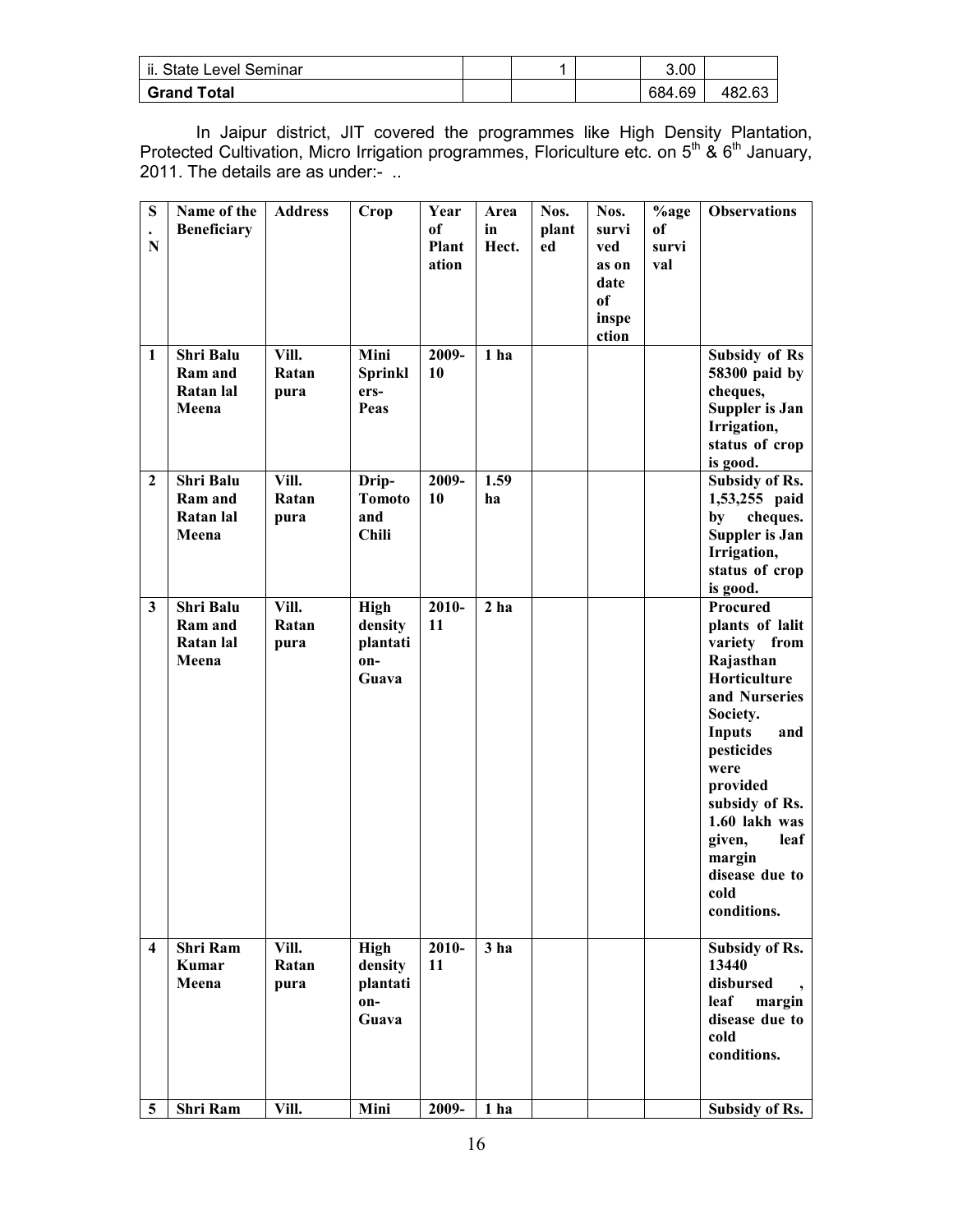| ii. State Level Seminar | | 1 | | 3.00 | |
|---|---|---|---|---|---|
| **Grand Total** | | | | 684.69 | 482.63 |

In Jaipur district, JIT covered the programmes like High Density Plantation, Protected Cultivation, Micro Irrigation programmes, Floriculture etc. on 5th & 6th January, 2011. The details are as under:- ..

| S. N | Name of the Beneficiary | Address | Crop | Year of Plantation | Area in Hect. | Nos. planted | Nos. survived as on date of inspection | %age of survival | Observations |
|---|---|---|---|---|---|---|---|---|---|
| **1** | **Shri Balu Ram and Ratan lal Meena** | **Vill. Ratan pura** | **Mini Sprinklers-Peas** | **2009-10** | **1 ha** | | | | **Subsidy of Rs 58300 paid by cheques, Suppler is Jan Irrigation, status of crop is good.** |
| **2** | **Shri Balu Ram and Ratan lal Meena** | **Vill. Ratan pura** | **Drip-Tomoto and Chili** | **2009-10** | **1.59 ha** | | | | **Subsidy of Rs. 1,53,255 paid by cheques. Suppler is Jan Irrigation, status of crop is good.** |
| **3** | **Shri Balu Ram and Ratan lal Meena** | **Vill. Ratan pura** | **High density plantation-Guava** | **2010-11** | **2 ha** | | | | **Procured plants of lalit variety from Rajasthan Horticulture and Nurseries Society. Inputs and pesticides were provided subsidy of Rs. 1.60 lakh was given, leaf margin disease due to cold conditions.** |
| **4** | **Shri Ram Kumar Meena** | **Vill. Ratan pura** | **High density plantation-Guava** | **2010-11** | **3 ha** | | | | **Subsidy of Rs. 13440 disbursed , leaf margin disease due to cold conditions.** |
| **5** | **Shri Ram** | **Vill.** | **Mini** | **2009-** | **1 ha** | | | | **Subsidy of Rs.** |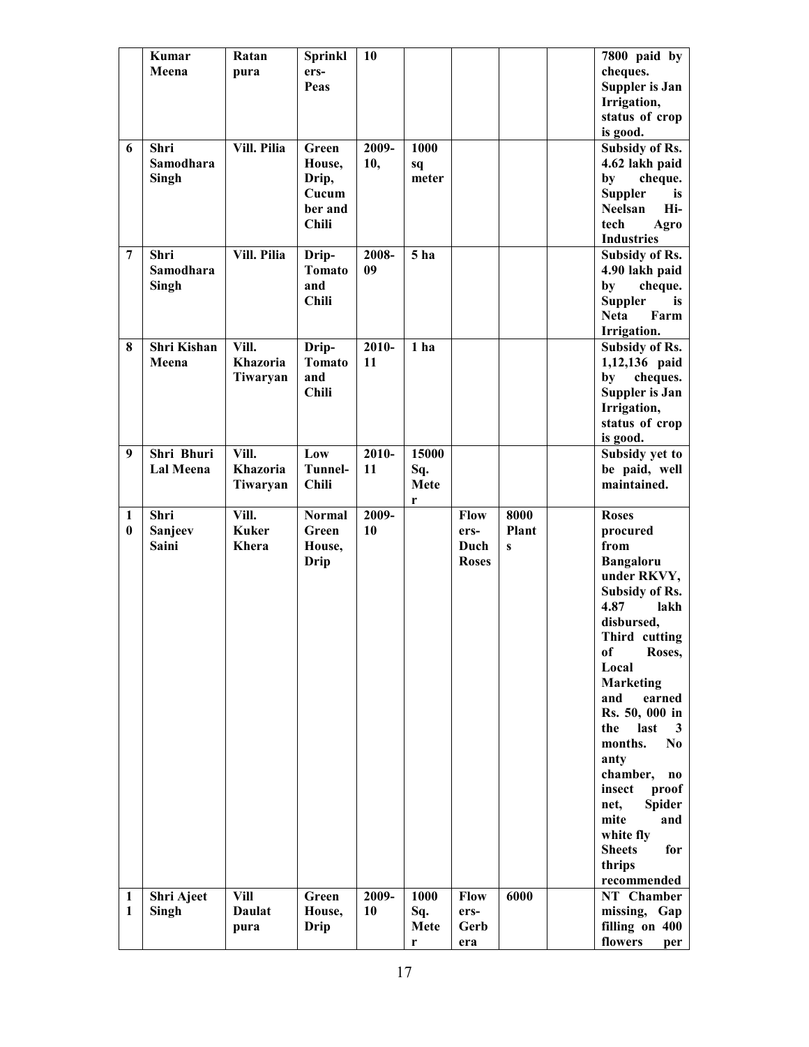| | | | | | | | | | |
|---|---|---|---|---|---|---|---|---|---|
| | **Kumar Meena** | **Ratan pura** | **Sprinklers-Peas** | **10** | | | | | **7800 paid by cheques. Suppler is Jan Irrigation, status of crop is good.** |
| **6** | **Shri Samodhara Singh** | **Vill. Pilia** | **Green House, Drip, Cucumber and Chili** | **2009-10,** | **1000 sq meter** | | | | **Subsidy of Rs. 4.62 lakh paid by cheque. Suppler is Neelsan Hi-tech Agro Industries** |
| **7** | **Shri Samodhara Singh** | **Vill. Pilia** | **Drip-Tomato and Chili** | **2008-09** | **5 ha** | | | | **Subsidy of Rs. 4.90 lakh paid by cheque. Suppler is Neta Farm Irrigation.** |
| **8** | **Shri Kishan Meena** | **Vill. Khazoria Tiwaryan** | **Drip-Tomato and Chili** | **2010-11** | **1 ha** | | | | **Subsidy of Rs. 1,12,136 paid by cheques. Suppler is Jan Irrigation, status of crop is good.** |
| **9** | **Shri Bhuri Lal Meena** | **Vill. Khazoria Tiwaryan** | **Low Tunnel-Chili** | **2010-11** | **15000 Sq. Meter** | | | | **Subsidy yet to be paid, well maintained.** |
| **10** | **Shri Sanjeev Saini** | **Vill. Kuker Khera** | **Normal Green House, Drip** | **2009-10** | | **Flowers-Duch Roses** | **8000 Plants** | | **Roses procured from Bangaloru under RKVY, Subsidy of Rs. 4.87 lakh disbursed, Third cutting of Roses, Local Marketing and earned Rs. 50, 000 in the last 3 months. No anty chamber, no insect proof net, Spider mite and white fly Sheets for thrips recommended** |
| **11** | **Shri Ajeet Singh** | **Vill Daulat pura** | **Green House, Drip** | **2009-10** | **1000 Sq. Meter** | **Flowers-Gerbera** | **6000** | | **NT Chamber missing, Gap filling on 400 flowers per** |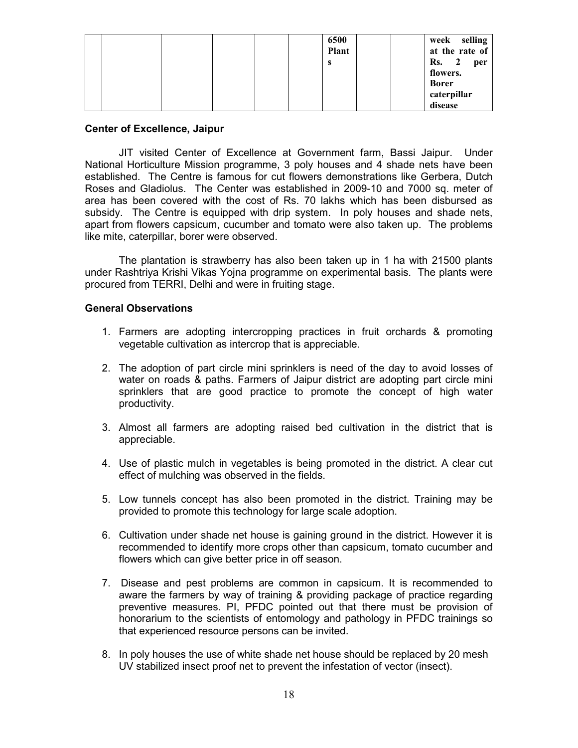| | | | | | | 6500 Plants | | | week selling at the rate of Rs. 2 per flowers. Borer caterpillar disease |
|---|---|---|---|---|---|---|---|---|---|

**Center of Excellence, Jaipur**

JIT visited Center of Excellence at Government farm, Bassi Jaipur. Under National Horticulture Mission programme, 3 poly houses and 4 shade nets have been established. The Centre is famous for cut flowers demonstrations like Gerbera, Dutch Roses and Gladiolus. The Center was established in 2009-10 and 7000 sq. meter of area has been covered with the cost of Rs. 70 lakhs which has been disbursed as subsidy. The Centre is equipped with drip system. In poly houses and shade nets, apart from flowers capsicum, cucumber and tomato were also taken up. The problems like mite, caterpillar, borer were observed.

The plantation is strawberry has also been taken up in 1 ha with 21500 plants under Rashtriya Krishi Vikas Yojna programme on experimental basis. The plants were procured from TERRI, Delhi and were in fruiting stage.

**General Observations**

1. Farmers are adopting intercropping practices in fruit orchards & promoting vegetable cultivation as intercrop that is appreciable.
2. The adoption of part circle mini sprinklers is need of the day to avoid losses of water on roads & paths. Farmers of Jaipur district are adopting part circle mini sprinklers that are good practice to promote the concept of high water productivity.
3. Almost all farmers are adopting raised bed cultivation in the district that is appreciable.
4. Use of plastic mulch in vegetables is being promoted in the district. A clear cut effect of mulching was observed in the fields.
5. Low tunnels concept has also been promoted in the district. Training may be provided to promote this technology for large scale adoption.
6. Cultivation under shade net house is gaining ground in the district. However it is recommended to identify more crops other than capsicum, tomato cucumber and flowers which can give better price in off season.
7. Disease and pest problems are common in capsicum. It is recommended to aware the farmers by way of training & providing package of practice regarding preventive measures. PI, PFDC pointed out that there must be provision of honorarium to the scientists of entomology and pathology in PFDC trainings so that experienced resource persons can be invited.
8. In poly houses the use of white shade net house should be replaced by 20 mesh UV stabilized insect proof net to prevent the infestation of vector (insect).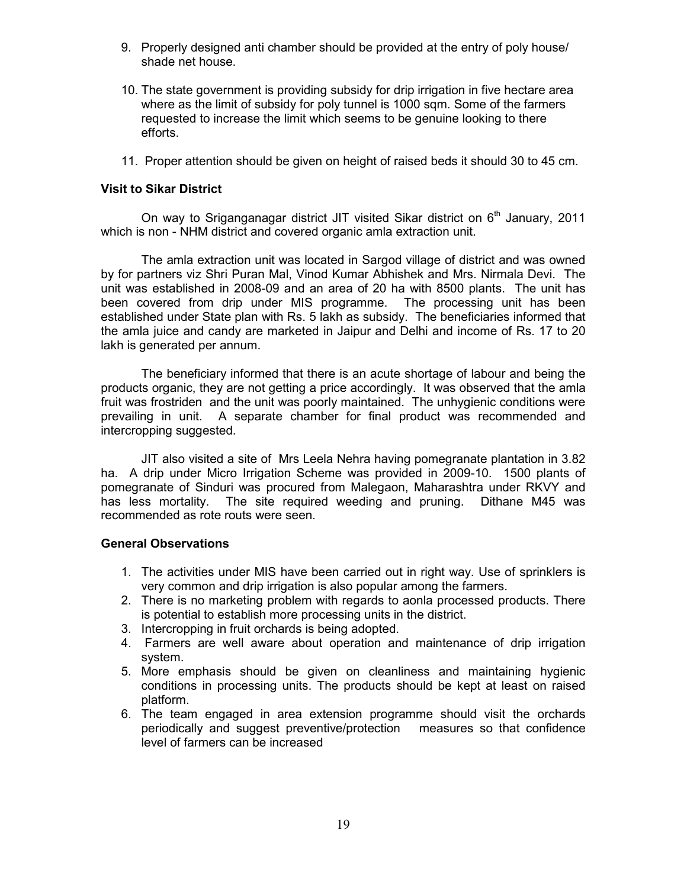9. Properly designed anti chamber should be provided at the entry of poly house/ shade net house.

10. The state government is providing subsidy for drip irrigation in five hectare area where as the limit of subsidy for poly tunnel is 1000 sqm. Some of the farmers requested to increase the limit which seems to be genuine looking to there efforts.

11. Proper attention should be given on height of raised beds it should 30 to 45 cm.

**Visit to Sikar District**

On way to Sriganganagar district JIT visited Sikar district on 6th January, 2011 which is non - NHM district and covered organic amla extraction unit.

The amla extraction unit was located in Sargod village of district and was owned by for partners viz Shri Puran Mal, Vinod Kumar Abhishek and Mrs. Nirmala Devi. The unit was established in 2008-09 and an area of 20 ha with 8500 plants. The unit has been covered from drip under MIS programme. The processing unit has been established under State plan with Rs. 5 lakh as subsidy. The beneficiaries informed that the amla juice and candy are marketed in Jaipur and Delhi and income of Rs. 17 to 20 lakh is generated per annum.

The beneficiary informed that there is an acute shortage of labour and being the products organic, they are not getting a price accordingly. It was observed that the amla fruit was frostriden and the unit was poorly maintained. The unhygienic conditions were prevailing in unit. A separate chamber for final product was recommended and intercropping suggested.

JIT also visited a site of Mrs Leela Nehra having pomegranate plantation in 3.82 ha. A drip under Micro Irrigation Scheme was provided in 2009-10. 1500 plants of pomegranate of Sinduri was procured from Malegaon, Maharashtra under RKVY and has less mortality. The site required weeding and pruning. Dithane M45 was recommended as rote routs were seen.

**General Observations**

1. The activities under MIS have been carried out in right way. Use of sprinklers is very common and drip irrigation is also popular among the farmers.
2. There is no marketing problem with regards to aonla processed products. There is potential to establish more processing units in the district.
3. Intercropping in fruit orchards is being adopted.
4. Farmers are well aware about operation and maintenance of drip irrigation system.
5. More emphasis should be given on cleanliness and maintaining hygienic conditions in processing units. The products should be kept at least on raised platform.
6. The team engaged in area extension programme should visit the orchards periodically and suggest preventive/protection measures so that confidence level of farmers can be increased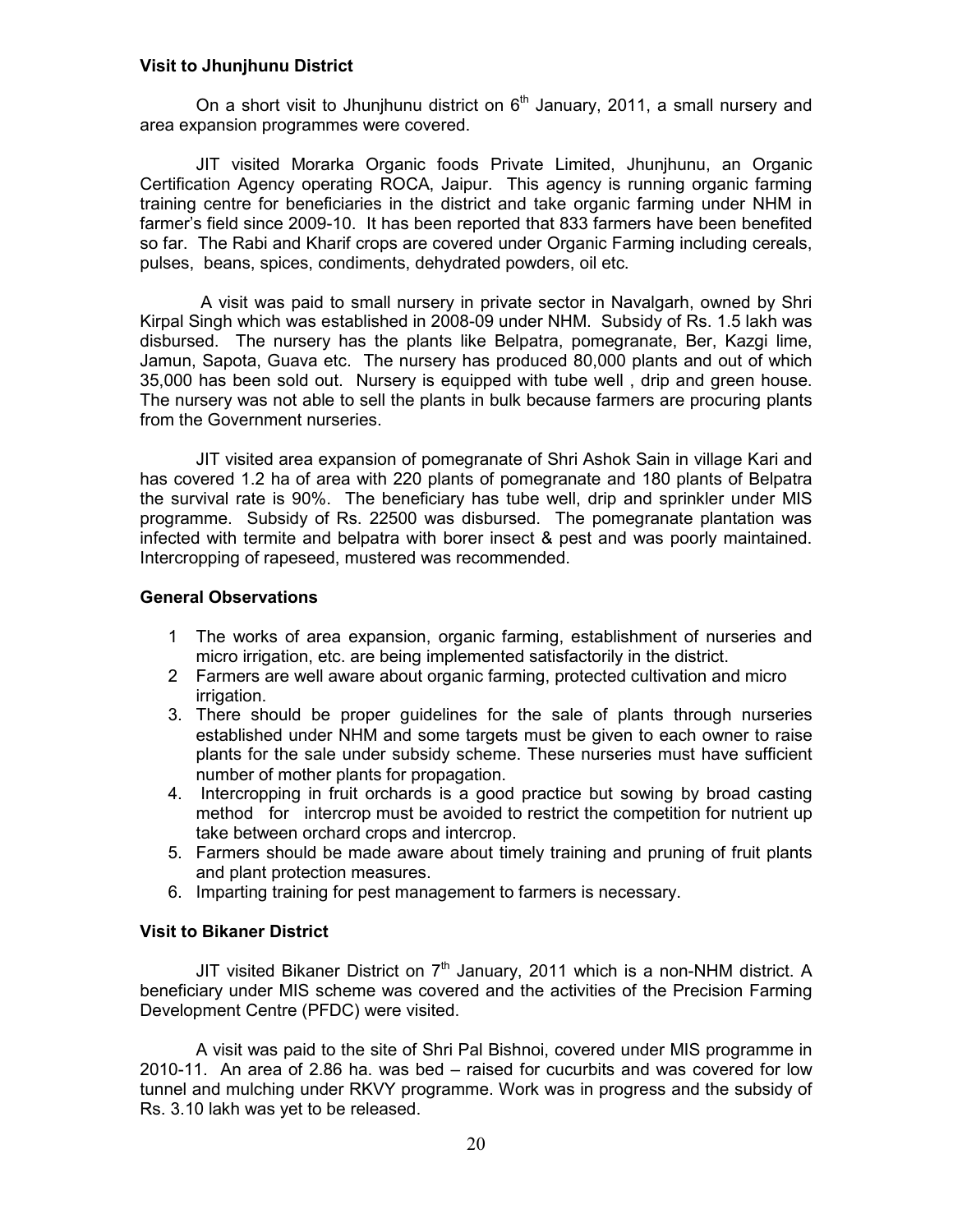### Visit to Jhunjhunu District

On a short visit to Jhunjhunu district on 6th January, 2011, a small nursery and area expansion programmes were covered.

JIT visited Morarka Organic foods Private Limited, Jhunjhunu, an Organic Certification Agency operating ROCA, Jaipur. This agency is running organic farming training centre for beneficiaries in the district and take organic farming under NHM in farmer's field since 2009-10. It has been reported that 833 farmers have been benefited so far. The Rabi and Kharif crops are covered under Organic Farming including cereals, pulses, beans, spices, condiments, dehydrated powders, oil etc.

A visit was paid to small nursery in private sector in Navalgarh, owned by Shri Kirpal Singh which was established in 2008-09 under NHM. Subsidy of Rs. 1.5 lakh was disbursed. The nursery has the plants like Belpatra, pomegranate, Ber, Kazgi lime, Jamun, Sapota, Guava etc. The nursery has produced 80,000 plants and out of which 35,000 has been sold out. Nursery is equipped with tube well , drip and green house. The nursery was not able to sell the plants in bulk because farmers are procuring plants from the Government nurseries.

JIT visited area expansion of pomegranate of Shri Ashok Sain in village Kari and has covered 1.2 ha of area with 220 plants of pomegranate and 180 plants of Belpatra the survival rate is 90%. The beneficiary has tube well, drip and sprinkler under MIS programme. Subsidy of Rs. 22500 was disbursed. The pomegranate plantation was infected with termite and belpatra with borer insect & pest and was poorly maintained. Intercropping of rapeseed, mustered was recommended.

### General Observations

1. The works of area expansion, organic farming, establishment of nurseries and micro irrigation, etc. are being implemented satisfactorily in the district.
2. Farmers are well aware about organic farming, protected cultivation and micro irrigation.
3. There should be proper guidelines for the sale of plants through nurseries established under NHM and some targets must be given to each owner to raise plants for the sale under subsidy scheme. These nurseries must have sufficient number of mother plants for propagation.
4. Intercropping in fruit orchards is a good practice but sowing by broad casting method for intercrop must be avoided to restrict the competition for nutrient up take between orchard crops and intercrop.
5. Farmers should be made aware about timely training and pruning of fruit plants and plant protection measures.
6. Imparting training for pest management to farmers is necessary.

### Visit to Bikaner District

JIT visited Bikaner District on 7th January, 2011 which is a non-NHM district. A beneficiary under MIS scheme was covered and the activities of the Precision Farming Development Centre (PFDC) were visited.

A visit was paid to the site of Shri Pal Bishnoi, covered under MIS programme in 2010-11. An area of 2.86 ha. was bed – raised for cucurbits and was covered for low tunnel and mulching under RKVY programme. Work was in progress and the subsidy of Rs. 3.10 lakh was yet to be released.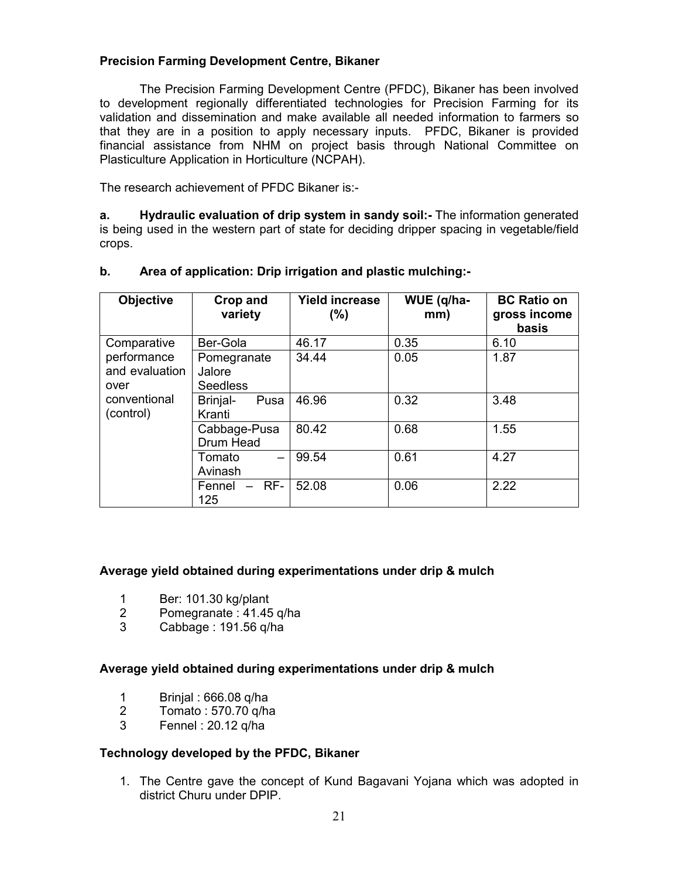**Precision Farming Development Centre, Bikaner**

The Precision Farming Development Centre (PFDC), Bikaner has been involved to development regionally differentiated technologies for Precision Farming for its validation and dissemination and make available all needed information to farmers so that they are in a position to apply necessary inputs. PFDC, Bikaner is provided financial assistance from NHM on project basis through National Committee on Plasticulture Application in Horticulture (NCPAH).

The research achievement of PFDC Bikaner is:-

**a. Hydraulic evaluation of drip system in sandy soil:-** The information generated is being used in the western part of state for deciding dripper spacing in vegetable/field crops.

**b. Area of application: Drip irrigation and plastic mulching:-**

| Objective | Crop and variety | Yield increase (%) | WUE (q/ha-mm) | BC Ratio on gross income basis |
|---|---|---|---|---|
| Comparative performance and evaluation over conventional (control) | Ber-Gola | 46.17 | 0.35 | 6.10 |
| | Pomegranate Jalore Seedless | 34.44 | 0.05 | 1.87 |
| | Brinjal- Pusa Kranti | 46.96 | 0.32 | 3.48 |
| | Cabbage-Pusa Drum Head | 80.42 | 0.68 | 1.55 |
| | Tomato – Avinash | 99.54 | 0.61 | 4.27 |
| | Fennel – RF-125 | 52.08 | 0.06 | 2.22 |

**Average yield obtained during experimentations under drip & mulch**

1. Ber: 101.30 kg/plant
2. Pomegranate : 41.45 q/ha
3. Cabbage : 191.56 q/ha

**Average yield obtained during experimentations under drip & mulch**

1. Brinjal : 666.08 q/ha
2. Tomato : 570.70 q/ha
3. Fennel : 20.12 q/ha

**Technology developed by the PFDC, Bikaner**

1. The Centre gave the concept of Kund Bagavani Yojana which was adopted in district Churu under DPIP.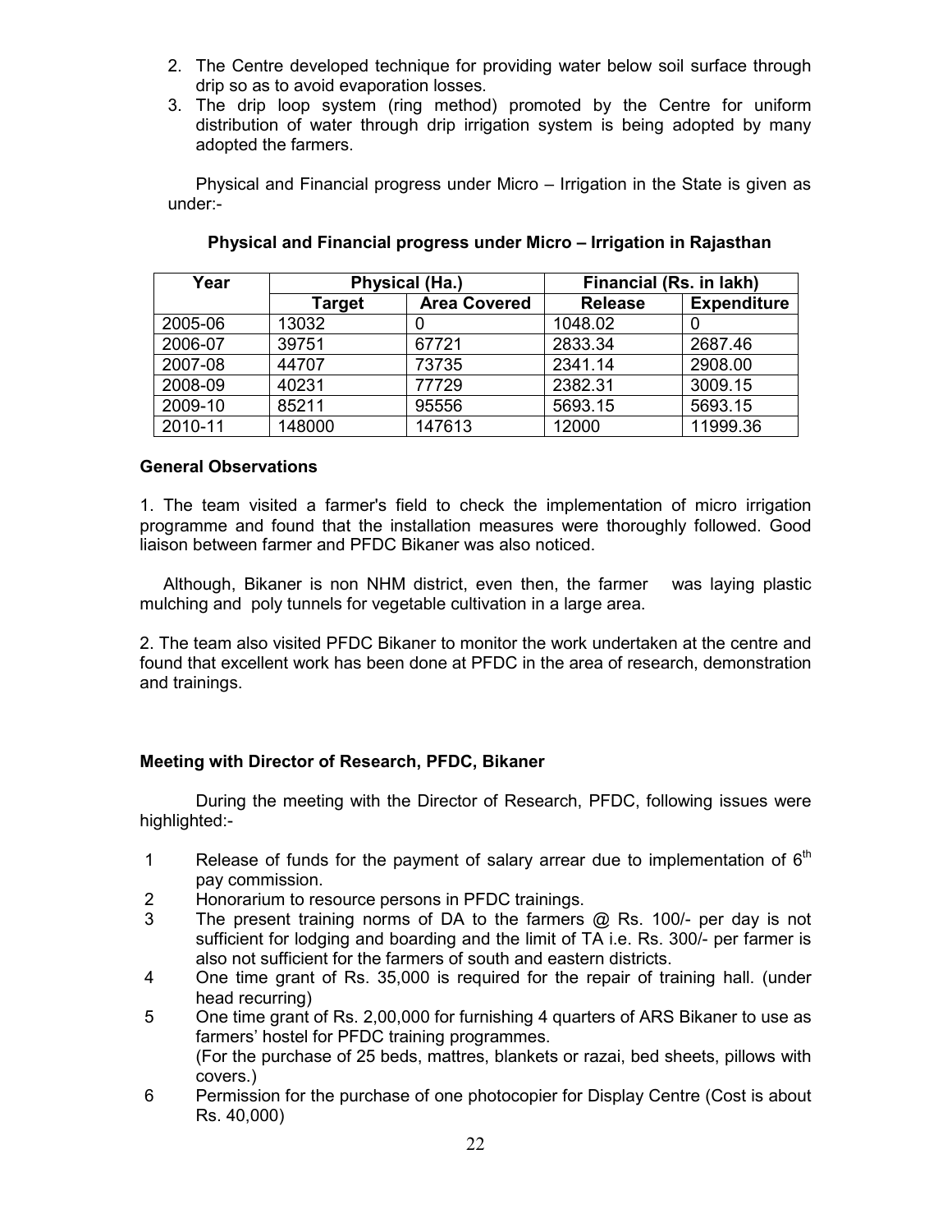2. The Centre developed technique for providing water below soil surface through drip so as to avoid evaporation losses.
3. The drip loop system (ring method) promoted by the Centre for uniform distribution of water through drip irrigation system is being adopted by many adopted the farmers.

Physical and Financial progress under Micro – Irrigation in the State is given as under:-

**Physical and Financial progress under Micro – Irrigation in Rajasthan**

| Year | Physical (Ha.) | | Financial (Rs. in lakh) | |
|---|---|---|---|---|
| | Target | Area Covered | Release | Expenditure |
| 2005-06 | 13032 | 0 | 1048.02 | 0 |
| 2006-07 | 39751 | 67721 | 2833.34 | 2687.46 |
| 2007-08 | 44707 | 73735 | 2341.14 | 2908.00 |
| 2008-09 | 40231 | 77729 | 2382.31 | 3009.15 |
| 2009-10 | 85211 | 95556 | 5693.15 | 5693.15 |
| 2010-11 | 148000 | 147613 | 12000 | 11999.36 |

**General Observations**

1. The team visited a farmer's field to check the implementation of micro irrigation programme and found that the installation measures were thoroughly followed. Good liaison between farmer and PFDC Bikaner was also noticed.

Although, Bikaner is non NHM district, even then, the farmer was laying plastic mulching and poly tunnels for vegetable cultivation in a large area.

2. The team also visited PFDC Bikaner to monitor the work undertaken at the centre and found that excellent work has been done at PFDC in the area of research, demonstration and trainings.

**Meeting with Director of Research, PFDC, Bikaner**

During the meeting with the Director of Research, PFDC, following issues were highlighted:-

1. Release of funds for the payment of salary arrear due to implementation of 6th pay commission.
2. Honorarium to resource persons in PFDC trainings.
3. The present training norms of DA to the farmers @ Rs. 100/- per day is not sufficient for lodging and boarding and the limit of TA i.e. Rs. 300/- per farmer is also not sufficient for the farmers of south and eastern districts.
4. One time grant of Rs. 35,000 is required for the repair of training hall. (under head recurring)
5. One time grant of Rs. 2,00,000 for furnishing 4 quarters of ARS Bikaner to use as farmers' hostel for PFDC training programmes.
   (For the purchase of 25 beds, mattres, blankets or razai, bed sheets, pillows with covers.)
6. Permission for the purchase of one photocopier for Display Centre (Cost is about Rs. 40,000)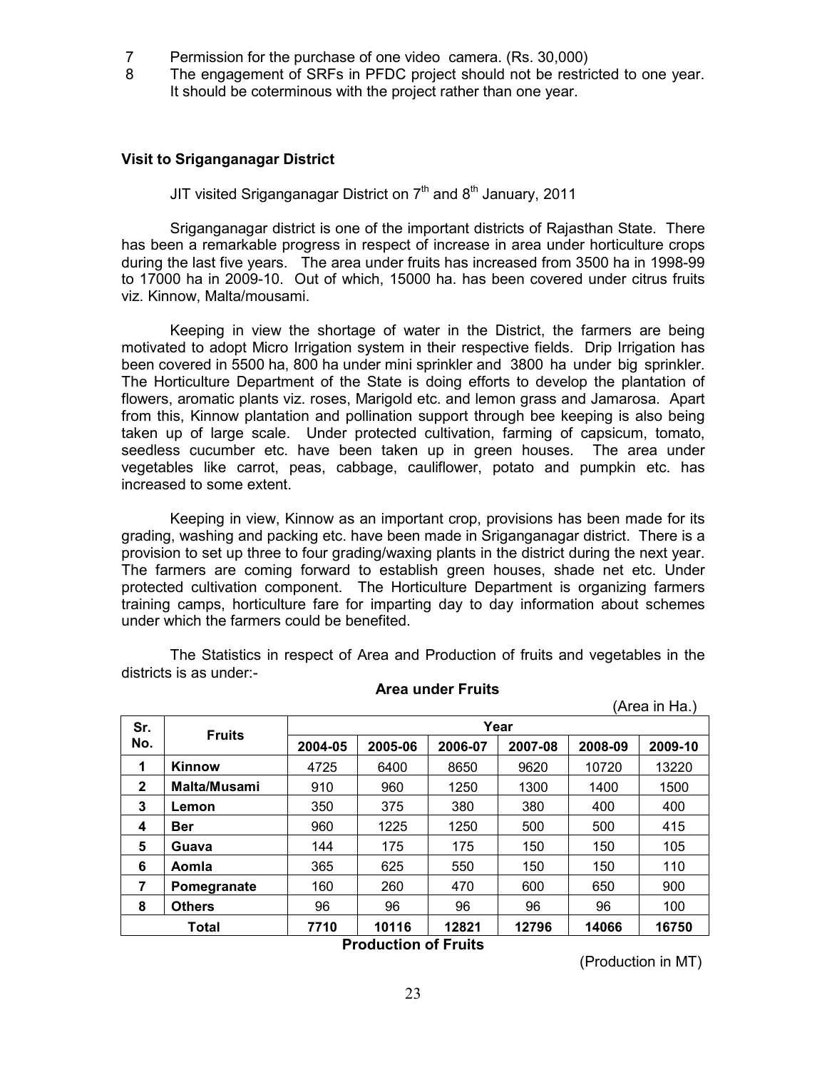7 Permission for the purchase of one video camera. (Rs. 30,000)
8 The engagement of SRFs in PFDC project should not be restricted to one year. It should be coterminous with the project rather than one year.

**Visit to Sriganganagar District**

JIT visited Sriganganagar District on 7th and 8th January, 2011

Sriganganagar district is one of the important districts of Rajasthan State. There has been a remarkable progress in respect of increase in area under horticulture crops during the last five years. The area under fruits has increased from 3500 ha in 1998-99 to 17000 ha in 2009-10. Out of which, 15000 ha. has been covered under citrus fruits viz. Kinnow, Malta/mousami.

Keeping in view the shortage of water in the District, the farmers are being motivated to adopt Micro Irrigation system in their respective fields. Drip Irrigation has been covered in 5500 ha, 800 ha under mini sprinkler and 3800 ha under big sprinkler. The Horticulture Department of the State is doing efforts to develop the plantation of flowers, aromatic plants viz. roses, Marigold etc. and lemon grass and Jamarosa. Apart from this, Kinnow plantation and pollination support through bee keeping is also being taken up of large scale. Under protected cultivation, farming of capsicum, tomato, seedless cucumber etc. have been taken up in green houses. The area under vegetables like carrot, peas, cabbage, cauliflower, potato and pumpkin etc. has increased to some extent.

Keeping in view, Kinnow as an important crop, provisions has been made for its grading, washing and packing etc. have been made in Sriganganagar district. There is a provision to set up three to four grading/waxing plants in the district during the next year. The farmers are coming forward to establish green houses, shade net etc. Under protected cultivation component. The Horticulture Department is organizing farmers training camps, horticulture fare for imparting day to day information about schemes under which the farmers could be benefited.

The Statistics in respect of Area and Production of fruits and vegetables in the districts is as under:-

**Area under Fruits**

(Area in Ha.)

| Sr. No. | Fruits | Year | | | | | |
|---|---|---|---|---|---|---|---|
| | | 2004-05 | 2005-06 | 2006-07 | 2007-08 | 2008-09 | 2009-10 |
| 1 | Kinnow | 4725 | 6400 | 8650 | 9620 | 10720 | 13220 |
| 2 | Malta/Musami | 910 | 960 | 1250 | 1300 | 1400 | 1500 |
| 3 | Lemon | 350 | 375 | 380 | 380 | 400 | 400 |
| 4 | Ber | 960 | 1225 | 1250 | 500 | 500 | 415 |
| 5 | Guava | 144 | 175 | 175 | 150 | 150 | 105 |
| 6 | Aomla | 365 | 625 | 550 | 150 | 150 | 110 |
| 7 | Pomegranate | 160 | 260 | 470 | 600 | 650 | 900 |
| 8 | Others | 96 | 96 | 96 | 96 | 96 | 100 |
| **Total** | | **7710** | **10116** | **12821** | **12796** | **14066** | **16750** |

**Production of Fruits**

(Production in MT)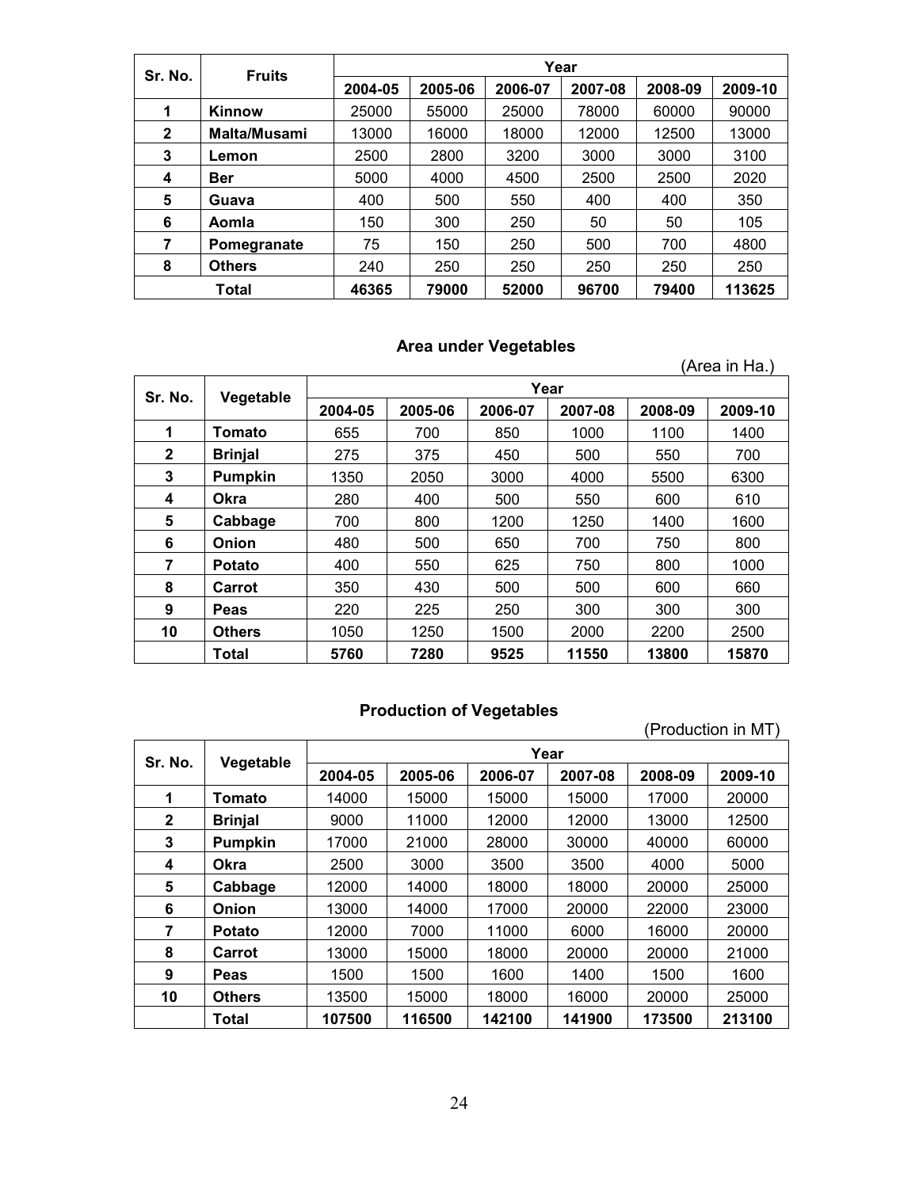| Sr. No. | Fruits | Year | | | | | |
|---|---|---|---|---|---|---|---|
| | | 2004-05 | 2005-06 | 2006-07 | 2007-08 | 2008-09 | 2009-10 |
| 1 | **Kinnow** | 25000 | 55000 | 25000 | 78000 | 60000 | 90000 |
| 2 | **Malta/Musami** | 13000 | 16000 | 18000 | 12000 | 12500 | 13000 |
| 3 | **Lemon** | 2500 | 2800 | 3200 | 3000 | 3000 | 3100 |
| 4 | **Ber** | 5000 | 4000 | 4500 | 2500 | 2500 | 2020 |
| 5 | **Guava** | 400 | 500 | 550 | 400 | 400 | 350 |
| 6 | **Aomla** | 150 | 300 | 250 | 50 | 50 | 105 |
| 7 | **Pomegranate** | 75 | 150 | 250 | 500 | 700 | 4800 |
| 8 | **Others** | 240 | 250 | 250 | 250 | 250 | 250 |
| **Total** | | **46365** | **79000** | **52000** | **96700** | **79400** | **113625** |

## Area under Vegetables

(Area in Ha.)

| Sr. No. | Vegetable | Year | | | | | |
|---|---|---|---|---|---|---|---|
| | | 2004-05 | 2005-06 | 2006-07 | 2007-08 | 2008-09 | 2009-10 |
| 1 | **Tomato** | 655 | 700 | 850 | 1000 | 1100 | 1400 |
| 2 | **Brinjal** | 275 | 375 | 450 | 500 | 550 | 700 |
| 3 | **Pumpkin** | 1350 | 2050 | 3000 | 4000 | 5500 | 6300 |
| 4 | **Okra** | 280 | 400 | 500 | 550 | 600 | 610 |
| 5 | **Cabbage** | 700 | 800 | 1200 | 1250 | 1400 | 1600 |
| 6 | **Onion** | 480 | 500 | 650 | 700 | 750 | 800 |
| 7 | **Potato** | 400 | 550 | 625 | 750 | 800 | 1000 |
| 8 | **Carrot** | 350 | 430 | 500 | 500 | 600 | 660 |
| 9 | **Peas** | 220 | 225 | 250 | 300 | 300 | 300 |
| 10 | **Others** | 1050 | 1250 | 1500 | 2000 | 2200 | 2500 |
| | **Total** | **5760** | **7280** | **9525** | **11550** | **13800** | **15870** |

## Production of Vegetables

(Production in MT)

| Sr. No. | Vegetable | Year | | | | | |
|---|---|---|---|---|---|---|---|
| | | 2004-05 | 2005-06 | 2006-07 | 2007-08 | 2008-09 | 2009-10 |
| 1 | **Tomato** | 14000 | 15000 | 15000 | 15000 | 17000 | 20000 |
| 2 | **Brinjal** | 9000 | 11000 | 12000 | 12000 | 13000 | 12500 |
| 3 | **Pumpkin** | 17000 | 21000 | 28000 | 30000 | 40000 | 60000 |
| 4 | **Okra** | 2500 | 3000 | 3500 | 3500 | 4000 | 5000 |
| 5 | **Cabbage** | 12000 | 14000 | 18000 | 18000 | 20000 | 25000 |
| 6 | **Onion** | 13000 | 14000 | 17000 | 20000 | 22000 | 23000 |
| 7 | **Potato** | 12000 | 7000 | 11000 | 6000 | 16000 | 20000 |
| 8 | **Carrot** | 13000 | 15000 | 18000 | 20000 | 20000 | 21000 |
| 9 | **Peas** | 1500 | 1500 | 1600 | 1400 | 1500 | 1600 |
| 10 | **Others** | 13500 | 15000 | 18000 | 16000 | 20000 | 25000 |
| | **Total** | **107500** | **116500** | **142100** | **141900** | **173500** | **213100** |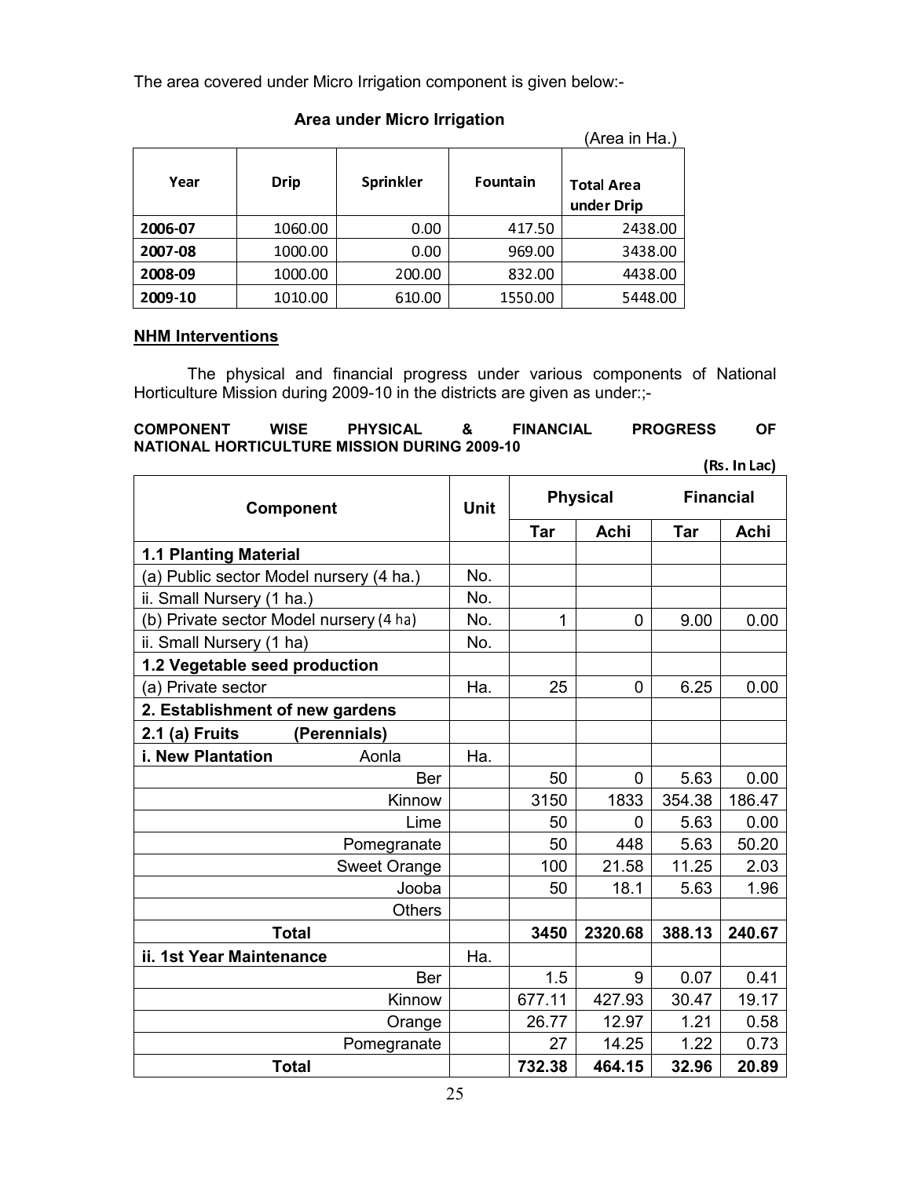The area covered under Micro Irrigation component is given below:-

### Area under Micro Irrigation

(Area in Ha.)

| Year | Drip | Sprinkler | Fountain | Total Area under Drip |
|---|---|---|---|---|
| 2006-07 | 1060.00 | 0.00 | 417.50 | 2438.00 |
| 2007-08 | 1000.00 | 0.00 | 969.00 | 3438.00 |
| 2008-09 | 1000.00 | 200.00 | 832.00 | 4438.00 |
| 2009-10 | 1010.00 | 610.00 | 1550.00 | 5448.00 |

## NHM Interventions

The physical and financial progress under various components of National Horticulture Mission during 2009-10 in the districts are given as under:;-

**COMPONENT WISE PHYSICAL & FINANCIAL PROGRESS OF NATIONAL HORTICULTURE MISSION DURING 2009-10**

**(Rs. In Lac)**

| Component | Unit | Physical | | Financial | |
|---|---|---|---|---|---|
| | | Tar | Achi | Tar | Achi |
| **1.1 Planting Material** | | | | | |
| (a) Public sector Model nursery (4 ha.) | No. | | | | |
| ii. Small Nursery (1 ha.) | No. | | | | |
| (b) Private sector Model nursery (4 ha) | No. | 1 | 0 | 9.00 | 0.00 |
| ii. Small Nursery (1 ha) | No. | | | | |
| **1.2 Vegetable seed production** | | | | | |
| (a) Private sector | Ha. | 25 | 0 | 6.25 | 0.00 |
| **2. Establishment of new gardens** | | | | | |
| **2.1 (a) Fruits (Perennials)** | | | | | |
| **i. New Plantation** Aonla | Ha. | | | | |
| Ber | | 50 | 0 | 5.63 | 0.00 |
| Kinnow | | 3150 | 1833 | 354.38 | 186.47 |
| Lime | | 50 | 0 | 5.63 | 0.00 |
| Pomegranate | | 50 | 448 | 5.63 | 50.20 |
| Sweet Orange | | 100 | 21.58 | 11.25 | 2.03 |
| Jooba | | 50 | 18.1 | 5.63 | 1.96 |
| Others | | | | | |
| **Total** | | **3450** | **2320.68** | **388.13** | **240.67** |
| **ii. 1st Year Maintenance** | Ha. | | | | |
| Ber | | 1.5 | 9 | 0.07 | 0.41 |
| Kinnow | | 677.11 | 427.93 | 30.47 | 19.17 |
| Orange | | 26.77 | 12.97 | 1.21 | 0.58 |
| Pomegranate | | 27 | 14.25 | 1.22 | 0.73 |
| **Total** | | **732.38** | **464.15** | **32.96** | **20.89** |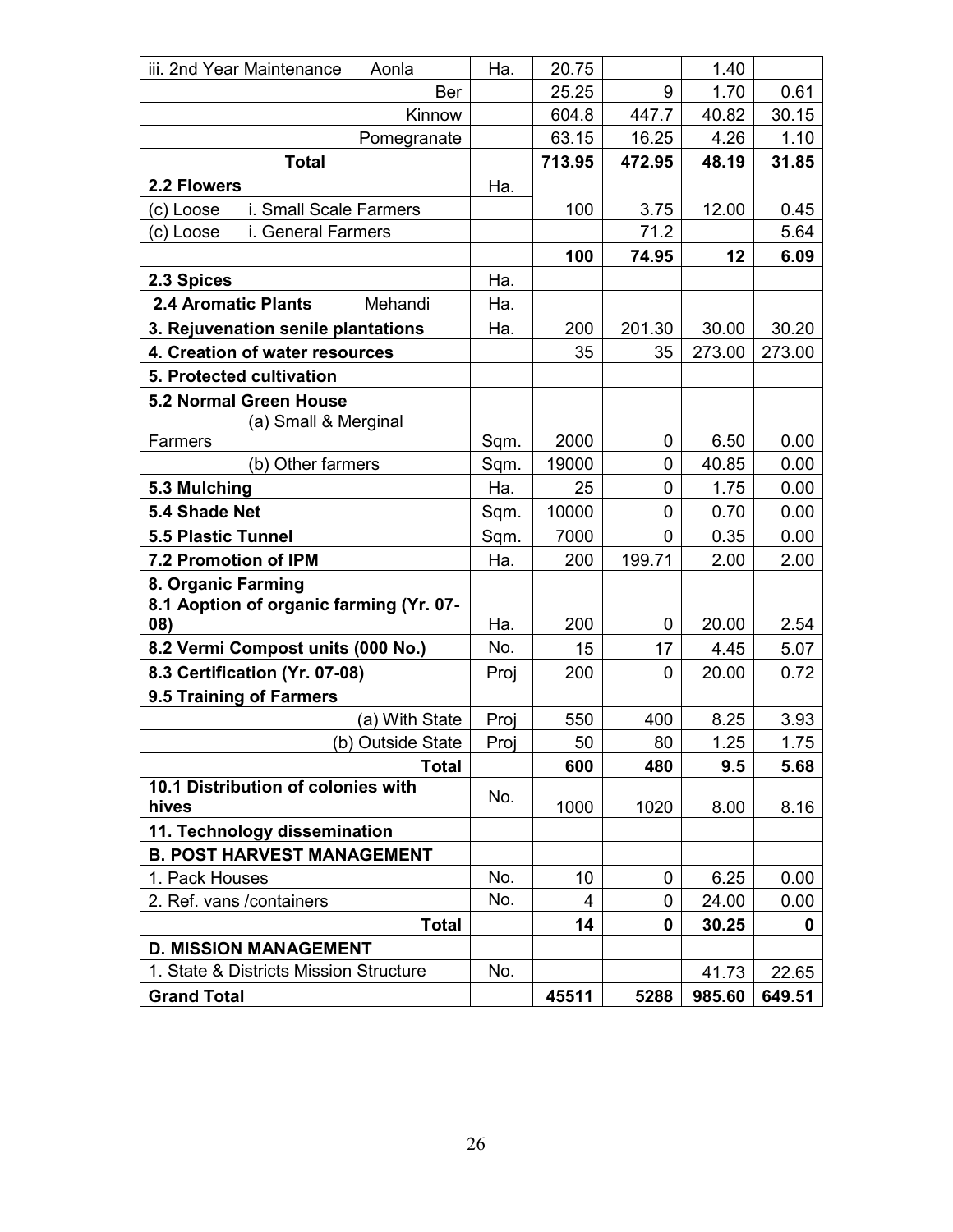| | | | | | |
|---|---|---|---|---|---|
| iii. 2nd Year Maintenance Aonla | Ha. | 20.75 | | 1.40 | |
| Ber | | 25.25 | 9 | 1.70 | 0.61 |
| Kinnow | | 604.8 | 447.7 | 40.82 | 30.15 |
| Pomegranate | | 63.15 | 16.25 | 4.26 | 1.10 |
| **Total** | | **713.95** | **472.95** | **48.19** | **31.85** |
| **2.2 Flowers** | Ha. | | | | |
| (c) Loose i. Small Scale Farmers | | 100 | 3.75 | 12.00 | 0.45 |
| (c) Loose i. General Farmers | | | 71.2 | | 5.64 |
| | | **100** | **74.95** | **12** | **6.09** |
| **2.3 Spices** | Ha. | | | | |
| **2.4 Aromatic Plants** Mehandi | Ha. | | | | |
| **3. Rejuvenation senile plantations** | Ha. | 200 | 201.30 | 30.00 | 30.20 |
| **4. Creation of water resources** | | 35 | 35 | 273.00 | 273.00 |
| **5. Protected cultivation** | | | | | |
| **5.2 Normal Green House** | | | | | |
| (a) Small & Merginal Farmers | Sqm. | 2000 | 0 | 6.50 | 0.00 |
| (b) Other farmers | Sqm. | 19000 | 0 | 40.85 | 0.00 |
| **5.3 Mulching** | Ha. | 25 | 0 | 1.75 | 0.00 |
| **5.4 Shade Net** | Sqm. | 10000 | 0 | 0.70 | 0.00 |
| **5.5 Plastic Tunnel** | Sqm. | 7000 | 0 | 0.35 | 0.00 |
| **7.2 Promotion of IPM** | Ha. | 200 | 199.71 | 2.00 | 2.00 |
| **8. Organic Farming** | | | | | |
| **8.1 Aoption of organic farming (Yr. 07-08)** | Ha. | 200 | 0 | 20.00 | 2.54 |
| **8.2 Vermi Compost units (000 No.)** | No. | 15 | 17 | 4.45 | 5.07 |
| **8.3 Certification (Yr. 07-08)** | Proj | 200 | 0 | 20.00 | 0.72 |
| **9.5 Training of Farmers** | | | | | |
| (a) With State | Proj | 550 | 400 | 8.25 | 3.93 |
| (b) Outside State | Proj | 50 | 80 | 1.25 | 1.75 |
| **Total** | | **600** | **480** | **9.5** | **5.68** |
| **10.1 Distribution of colonies with hives** | No. | 1000 | 1020 | 8.00 | 8.16 |
| **11. Technology dissemination** | | | | | |
| **B. POST HARVEST MANAGEMENT** | | | | | |
| 1. Pack Houses | No. | 10 | 0 | 6.25 | 0.00 |
| 2. Ref. vans /containers | No. | 4 | 0 | 24.00 | 0.00 |
| **Total** | | **14** | **0** | **30.25** | **0** |
| **D. MISSION MANAGEMENT** | | | | | |
| 1. State & Districts Mission Structure | No. | | | 41.73 | 22.65 |
| **Grand Total** | | **45511** | **5288** | **985.60** | **649.51** |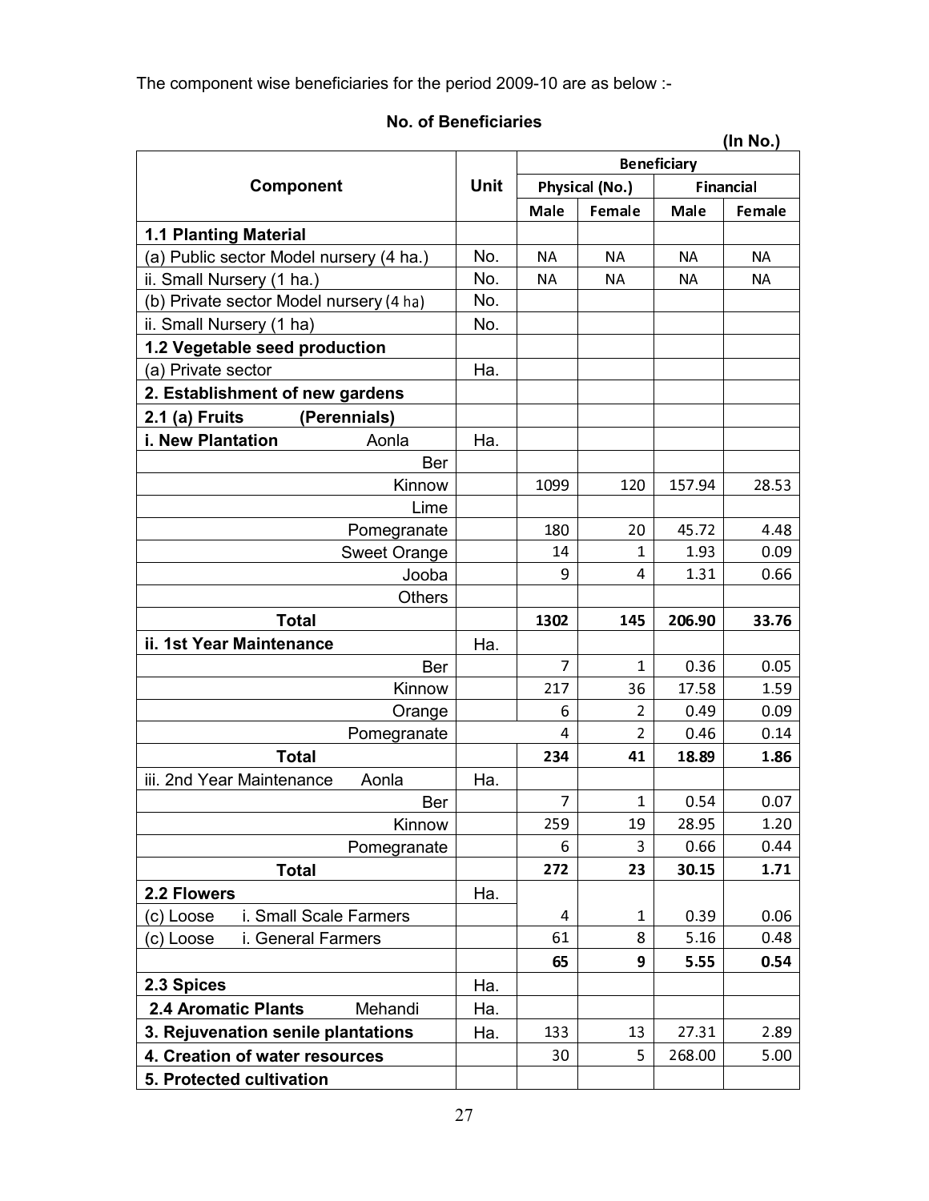The component wise beneficiaries for the period 2009-10 are as below :-

**No. of Beneficiaries**

**(In No.)**

| Component | Unit | Beneficiary | | | |
|---|---|---|---|---|---|
| | | Physical (No.) | | Financial | |
| | | Male | Female | Male | Female |
| **1.1 Planting Material** | | | | | |
| (a) Public sector Model nursery (4 ha.) | No. | NA | NA | NA | NA |
| ii. Small Nursery (1 ha.) | No. | NA | NA | NA | NA |
| (b) Private sector Model nursery (4 ha) | No. | | | | |
| ii. Small Nursery (1 ha) | No. | | | | |
| **1.2 Vegetable seed production** | | | | | |
| (a) Private sector | Ha. | | | | |
| **2. Establishment of new gardens** | | | | | |
| **2.1 (a) Fruits (Perennials)** | | | | | |
| **i. New Plantation** Aonla | Ha. | | | | |
| Ber | | | | | |
| Kinnow | | 1099 | 120 | 157.94 | 28.53 |
| Lime | | | | | |
| Pomegranate | | 180 | 20 | 45.72 | 4.48 |
| Sweet Orange | | 14 | 1 | 1.93 | 0.09 |
| Jooba | | 9 | 4 | 1.31 | 0.66 |
| Others | | | | | |
| **Total** | | **1302** | **145** | **206.90** | **33.76** |
| **ii. 1st Year Maintenance** | Ha. | | | | |
| Ber | | 7 | 1 | 0.36 | 0.05 |
| Kinnow | | 217 | 36 | 17.58 | 1.59 |
| Orange | | 6 | 2 | 0.49 | 0.09 |
| Pomegranate | | 4 | 2 | 0.46 | 0.14 |
| **Total** | | **234** | **41** | **18.89** | **1.86** |
| iii. 2nd Year Maintenance Aonla | Ha. | | | | |
| Ber | | 7 | 1 | 0.54 | 0.07 |
| Kinnow | | 259 | 19 | 28.95 | 1.20 |
| Pomegranate | | 6 | 3 | 0.66 | 0.44 |
| **Total** | | **272** | **23** | **30.15** | **1.71** |
| **2.2 Flowers** | Ha. | | | | |
| (c) Loose i. Small Scale Farmers | | 4 | 1 | 0.39 | 0.06 |
| (c) Loose i. General Farmers | | 61 | 8 | 5.16 | 0.48 |
| | | **65** | **9** | **5.55** | **0.54** |
| **2.3 Spices** | Ha. | | | | |
| **2.4 Aromatic Plants** Mehandi | Ha. | | | | |
| **3. Rejuvenation senile plantations** | Ha. | 133 | 13 | 27.31 | 2.89 |
| **4. Creation of water resources** | | 30 | 5 | 268.00 | 5.00 |
| **5. Protected cultivation** | | | | | |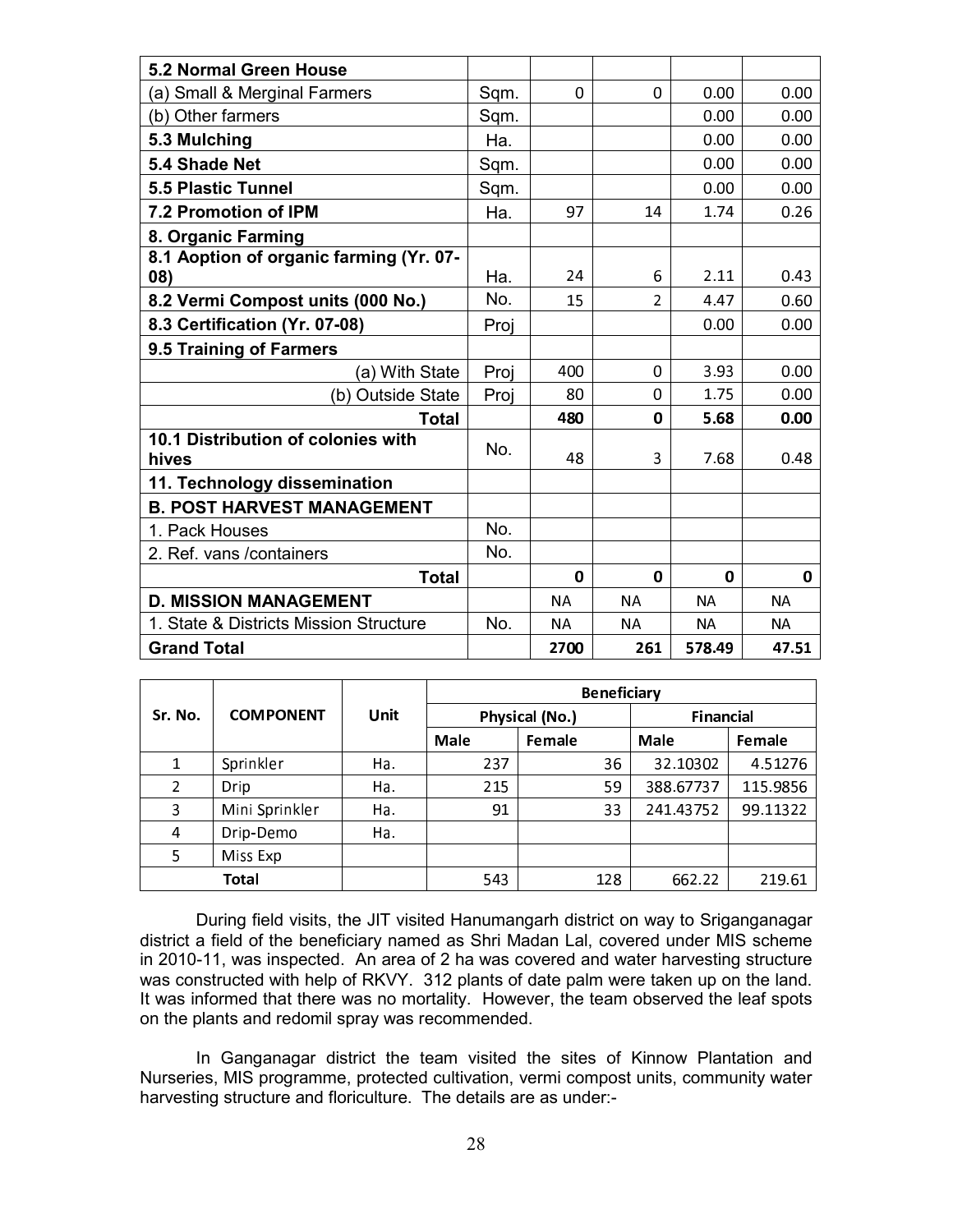| 5.2 Normal Green House | | | | | |
|---|---|---|---|---|---|
| (a) Small & Merginal Farmers | Sqm. | 0 | 0 | 0.00 | 0.00 |
| (b) Other farmers | Sqm. | | | 0.00 | 0.00 |
| **5.3 Mulching** | Ha. | | | 0.00 | 0.00 |
| **5.4 Shade Net** | Sqm. | | | 0.00 | 0.00 |
| **5.5 Plastic Tunnel** | Sqm. | | | 0.00 | 0.00 |
| **7.2 Promotion of IPM** | Ha. | 97 | 14 | 1.74 | 0.26 |
| **8. Organic Farming** | | | | | |
| **8.1 Aoption of organic farming (Yr. 07-08)** | Ha. | 24 | 6 | 2.11 | 0.43 |
| **8.2 Vermi Compost units (000 No.)** | No. | 15 | 2 | 4.47 | 0.60 |
| **8.3 Certification (Yr. 07-08)** | Proj | | | 0.00 | 0.00 |
| **9.5 Training of Farmers** | | | | | |
| (a) With State | Proj | 400 | 0 | 3.93 | 0.00 |
| (b) Outside State | Proj | 80 | 0 | 1.75 | 0.00 |
| **Total** | | **480** | **0** | **5.68** | **0.00** |
| **10.1 Distribution of colonies with hives** | No. | 48 | 3 | 7.68 | 0.48 |
| **11. Technology dissemination** | | | | | |
| **B. POST HARVEST MANAGEMENT** | | | | | |
| 1. Pack Houses | No. | | | | |
| 2. Ref. vans /containers | No. | | | | |
| **Total** | | **0** | **0** | **0** | **0** |
| **D. MISSION MANAGEMENT** | | NA | NA | NA | NA |
| 1. State & Districts Mission Structure | No. | NA | NA | NA | NA |
| **Grand Total** | | **2700** | **261** | **578.49** | **47.51** |

| Sr. No. | COMPONENT | Unit | Beneficiary | | | |
|---|---|---|---|---|---|---|
| | | | Physical (No.) | | Financial | |
| | | | Male | Female | Male | Female |
| 1 | Sprinkler | Ha. | 237 | 36 | 32.10302 | 4.51276 |
| 2 | Drip | Ha. | 215 | 59 | 388.67737 | 115.9856 |
| 3 | Mini Sprinkler | Ha. | 91 | 33 | 241.43752 | 99.11322 |
| 4 | Drip-Demo | Ha. | | | | |
| 5 | Miss Exp | | | | | |
| **Total** | | | 543 | 128 | 662.22 | 219.61 |

During field visits, the JIT visited Hanumangarh district on way to Sriganganagar district a field of the beneficiary named as Shri Madan Lal, covered under MIS scheme in 2010-11, was inspected. An area of 2 ha was covered and water harvesting structure was constructed with help of RKVY. 312 plants of date palm were taken up on the land. It was informed that there was no mortality. However, the team observed the leaf spots on the plants and redomil spray was recommended.

In Ganganagar district the team visited the sites of Kinnow Plantation and Nurseries, MIS programme, protected cultivation, vermi compost units, community water harvesting structure and floriculture. The details are as under:-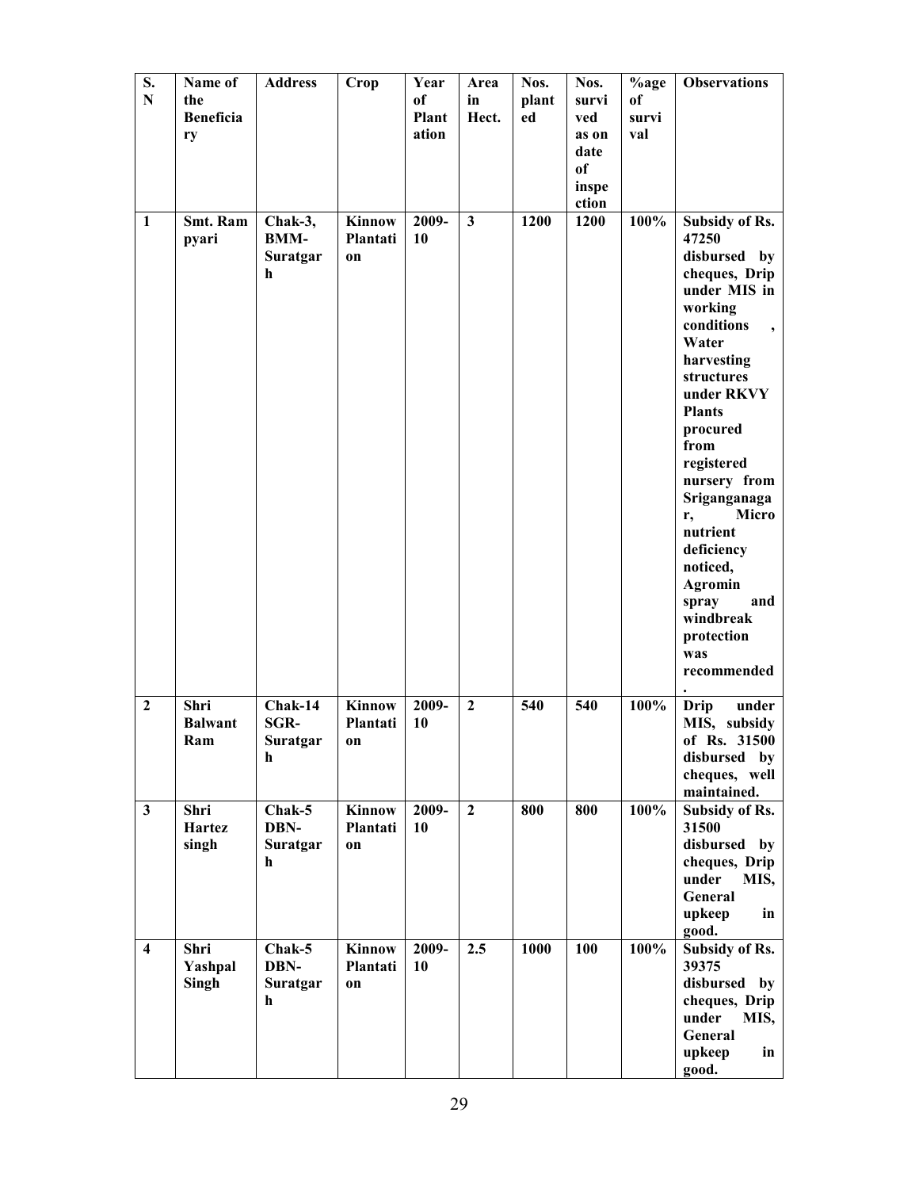| S. N | Name of the Beneficiary | Address | Crop | Year of Plantation | Area in Hect. | Nos. planted | Nos. survived as on date of inspection | %age of survival | Observations |
|---|---|---|---|---|---|---|---|---|---|
| 1 | Smt. Ram pyari | Chak-3, BMM-Suratgarh | Kinnow Plantation | 2009-10 | 3 | 1200 | 1200 | 100% | Subsidy of Rs. 47250 disbursed by cheques, Drip under MIS in working conditions , Water harvesting structures under RKVY Plants procured from registered nursery from Sriganganagar, Micro nutrient deficiency noticed, Agromin spray and windbreak protection was recommended. |
| 2 | Shri Balwant Ram | Chak-14 SGR-Suratgarh | Kinnow Plantation | 2009-10 | 2 | 540 | 540 | 100% | Drip under MIS, subsidy of Rs. 31500 disbursed by cheques, well maintained. |
| 3 | Shri Hartez singh | Chak-5 DBN-Suratgarh | Kinnow Plantation | 2009-10 | 2 | 800 | 800 | 100% | Subsidy of Rs. 31500 disbursed by cheques, Drip under MIS, General upkeep in good. |
| 4 | Shri Yashpal Singh | Chak-5 DBN-Suratgarh | Kinnow Plantation | 2009-10 | 2.5 | 1000 | 100 | 100% | Subsidy of Rs. 39375 disbursed by cheques, Drip under MIS, General upkeep in good. |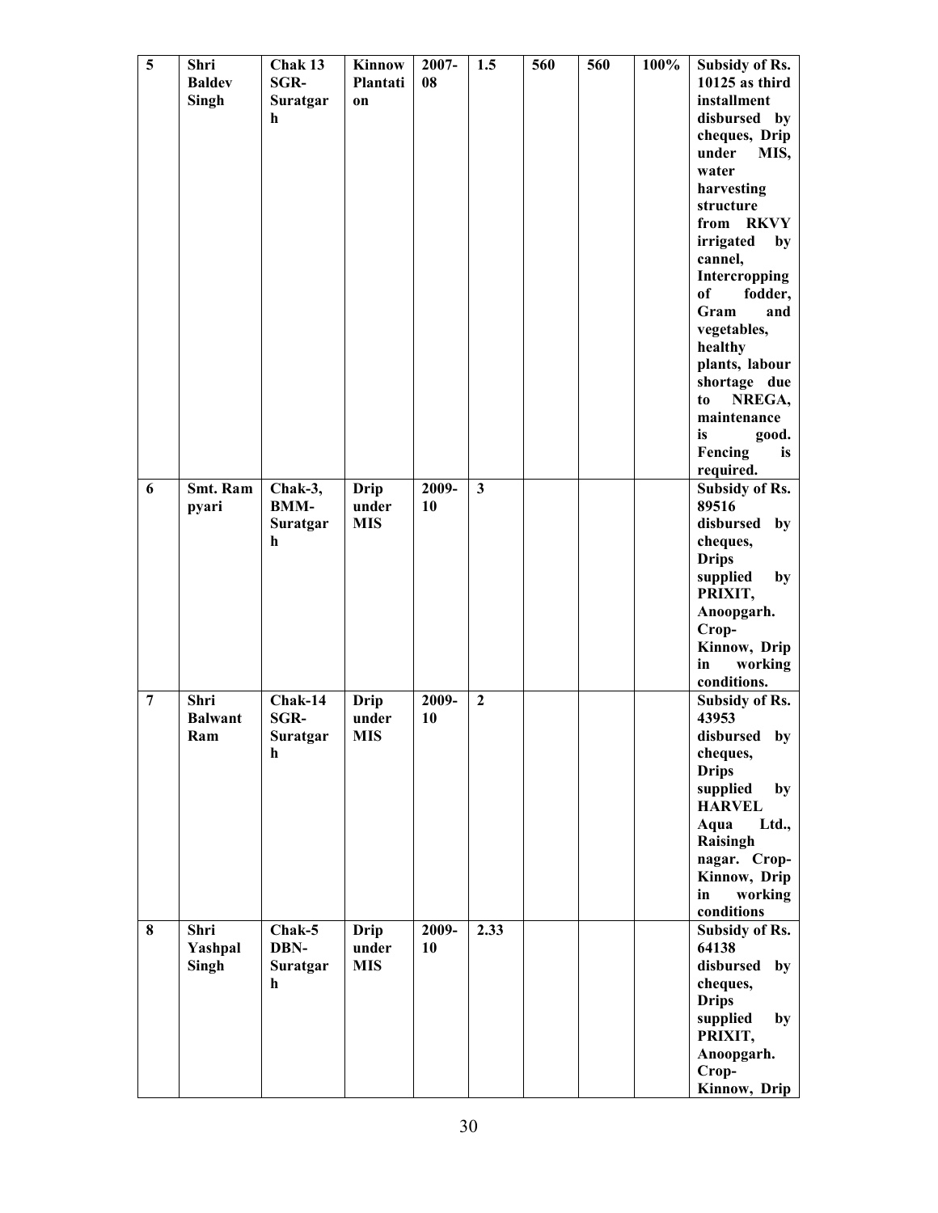| 5 | Shri Baldev Singh | Chak 13 SGR-Suratgarh | Kinnow Plantation | 2007-08 | 1.5 | 560 | 560 | 100% | Subsidy of Rs. 10125 as third installment disbursed by cheques, Drip under MIS, water harvesting structure from RKVY irrigated by cannel, Intercropping of fodder, Gram and vegetables, healthy plants, labour shortage due to NREGA, maintenance is good. Fencing is required. |
|---|---|---|---|---|---|---|---|---|---|
| 6 | Smt. Ram pyari | Chak-3, BMM-Suratgarh | Drip under MIS | 2009-10 | 3 | | | | Subsidy of Rs. 89516 disbursed by cheques, Drips supplied by PRIXIT, Anoopgarh. Crop-Kinnow, Drip in working conditions. |
| 7 | Shri Balwant Ram | Chak-14 SGR-Suratgarh | Drip under MIS | 2009-10 | 2 | | | | Subsidy of Rs. 43953 disbursed by cheques, Drips supplied by HARVEL Aqua Ltd., Raisingh nagar. Crop-Kinnow, Drip in working conditions |
| 8 | Shri Yashpal Singh | Chak-5 DBN-Suratgarh | Drip under MIS | 2009-10 | 2.33 | | | | Subsidy of Rs. 64138 disbursed by cheques, Drips supplied by PRIXIT, Anoopgarh. Crop-Kinnow, Drip |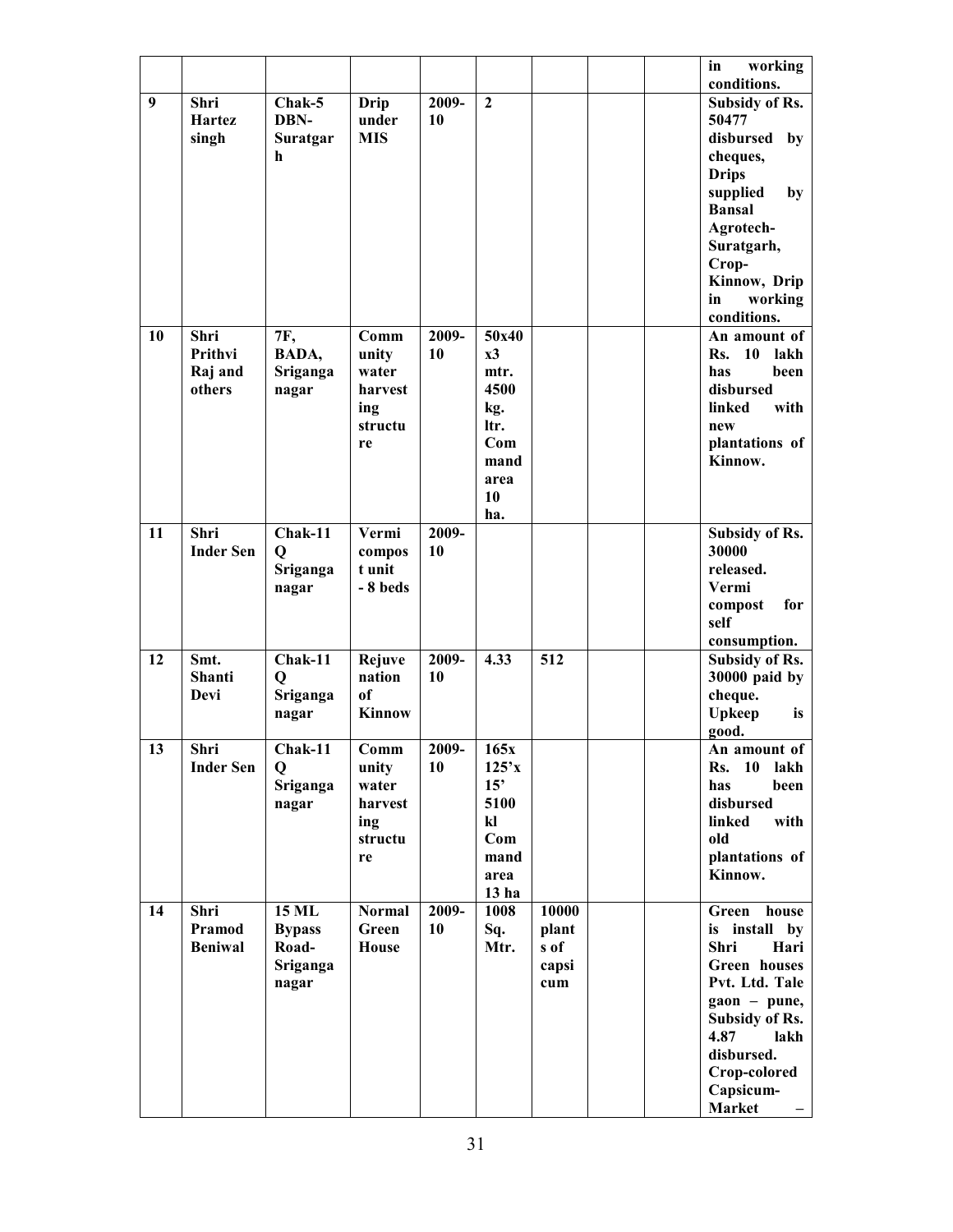| | | | | | | | | | |
|---|---|---|---|---|---|---|---|---|---|
| | | | | | | | | | in working conditions. |
| 9 | Shri Hartez singh | Chak-5 DBN-Suratgarh | Drip under MIS | 2009-10 | 2 | | | | Subsidy of Rs. 50477 disbursed by cheques, Drips supplied by Bansal Agrotech-Suratgarh, Crop-Kinnow, Drip in working conditions. |
| 10 | Shri Prithvi Raj and others | 7F, BADA, Sriganganagar | Community water harvesting structure | 2009-10 | 50x40 x3 mtr. 4500 kg. ltr. Command area 10 ha. | | | | An amount of Rs. 10 lakh has been disbursed linked with new plantations of Kinnow. |
| 11 | Shri Inder Sen | Chak-11 Q Sriganganagar | Vermi compost unit - 8 beds | 2009-10 | | | | | Subsidy of Rs. 30000 released. Vermi compost for self consumption. |
| 12 | Smt. Shanti Devi | Chak-11 Q Sriganganagar | Rejuvenation of Kinnow | 2009-10 | 4.33 | 512 | | | Subsidy of Rs. 30000 paid by cheque. Upkeep is good. |
| 13 | Shri Inder Sen | Chak-11 Q Sriganganagar | Community water harvesting structure | 2009-10 | 165x 125'x 15' 5100 kl Command area 13 ha | | | | An amount of Rs. 10 lakh has been disbursed linked with old plantations of Kinnow. |
| 14 | Shri Pramod Beniwal | 15 ML Bypass Road-Sriganganagar | Normal Green House | 2009-10 | 1008 Sq. Mtr. | 10000 plants of capsicum | | | Green house is install by Shri Hari Green houses Pvt. Ltd. Tale gaon – pune, Subsidy of Rs. 4.87 lakh disbursed. Crop-colored Capsicum-Market – |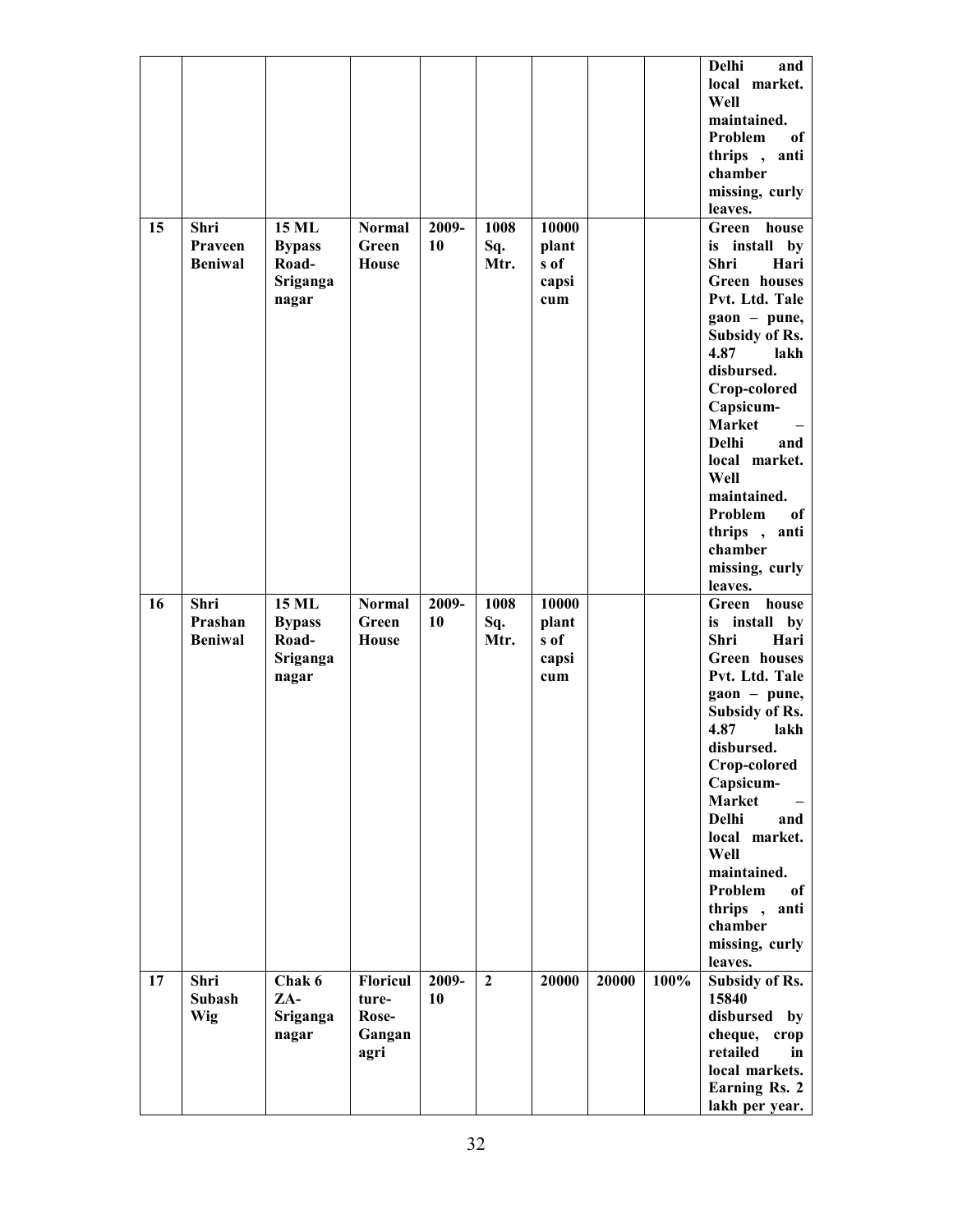| | | | | | | | | | Delhi and local market. Well maintained. Problem of thrips , anti chamber missing, curly leaves. |
|---|---|---|---|---|---|---|---|---|---|
| 15 | Shri Praveen Beniwal | 15 ML Bypass Road-Sriganga nagar | Normal Green House | 2009-10 | 1008 Sq. Mtr. | 10000 plants of capsicum | | | Green house is install by Shri Hari Green houses Pvt. Ltd. Tale gaon – pune, Subsidy of Rs. 4.87 lakh disbursed. Crop-colored Capsicum-Market – Delhi and local market. Well maintained. Problem of thrips , anti chamber missing, curly leaves. |
| 16 | Shri Prashan Beniwal | 15 ML Bypass Road-Sriganga nagar | Normal Green House | 2009-10 | 1008 Sq. Mtr. | 10000 plants of capsicum | | | Green house is install by Shri Hari Green houses Pvt. Ltd. Tale gaon – pune, Subsidy of Rs. 4.87 lakh disbursed. Crop-colored Capsicum-Market – Delhi and local market. Well maintained. Problem of thrips , anti chamber missing, curly leaves. |
| 17 | Shri Subash Wig | Chak 6 ZA-Sriganga nagar | Floriculture-Rose-Ganganagri | 2009-10 | 2 | 20000 | 20000 | 100% | Subsidy of Rs. 15840 disbursed by cheque, crop retailed in local markets. Earning Rs. 2 lakh per year. |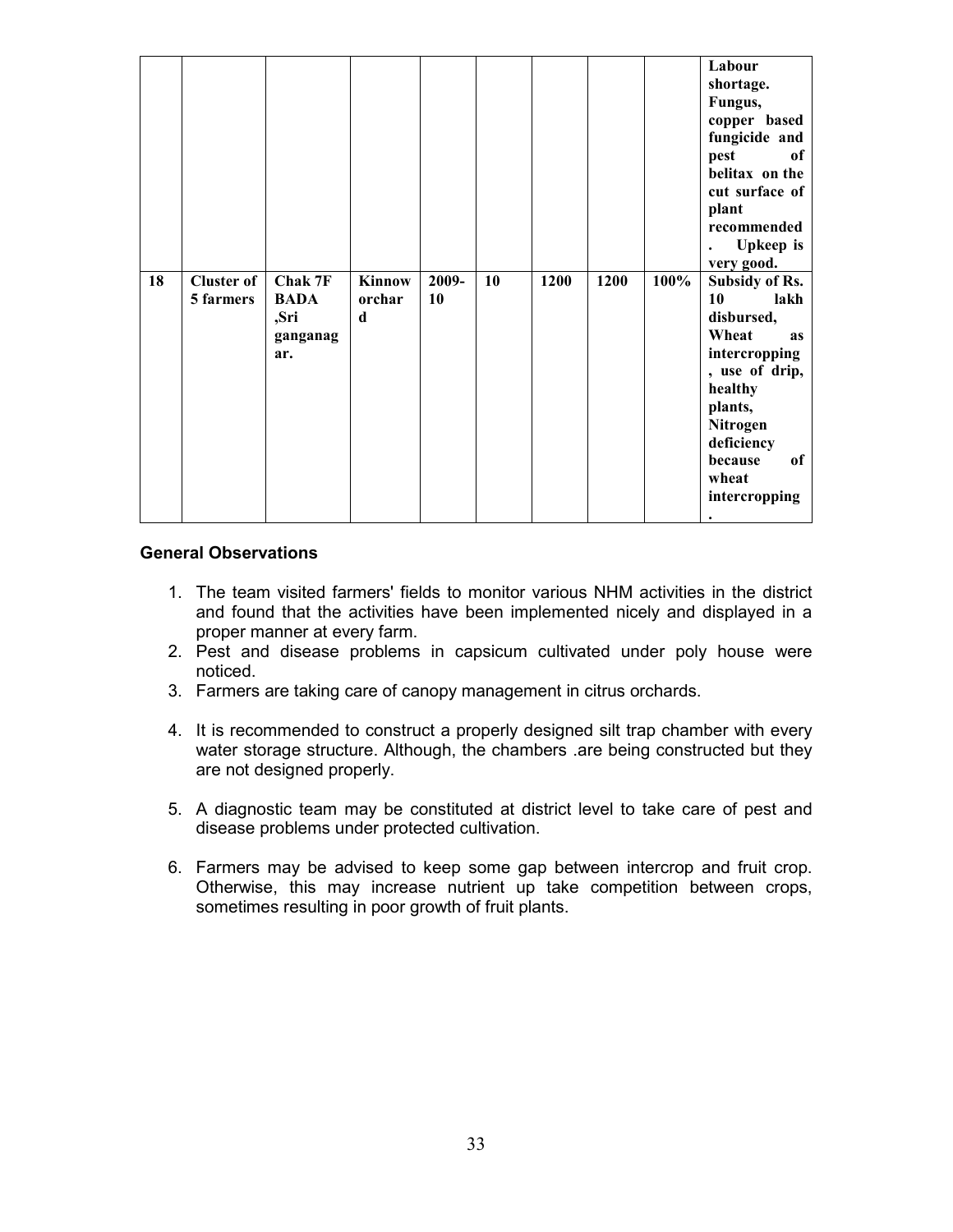| | | | | | | | | | Labour shortage. Fungus, copper based fungicide and pest of belitax on the cut surface of plant recommended. Upkeep is very good. |
|---|---|---|---|---|---|---|---|---|---|
| **18** | **Cluster of 5 farmers** | **Chak 7F BADA ,Sri ganganagar.** | **Kinnow orchard** | **2009-10** | **10** | **1200** | **1200** | **100%** | **Subsidy of Rs. 10 lakh disbursed, Wheat as intercropping , use of drip, healthy plants, Nitrogen deficiency because of wheat intercropping.** |

**General Observations**

1. The team visited farmers' fields to monitor various NHM activities in the district and found that the activities have been implemented nicely and displayed in a proper manner at every farm.
2. Pest and disease problems in capsicum cultivated under poly house were noticed.
3. Farmers are taking care of canopy management in citrus orchards.
4. It is recommended to construct a properly designed silt trap chamber with every water storage structure. Although, the chambers .are being constructed but they are not designed properly.
5. A diagnostic team may be constituted at district level to take care of pest and disease problems under protected cultivation.
6. Farmers may be advised to keep some gap between intercrop and fruit crop. Otherwise, this may increase nutrient up take competition between crops, sometimes resulting in poor growth of fruit plants.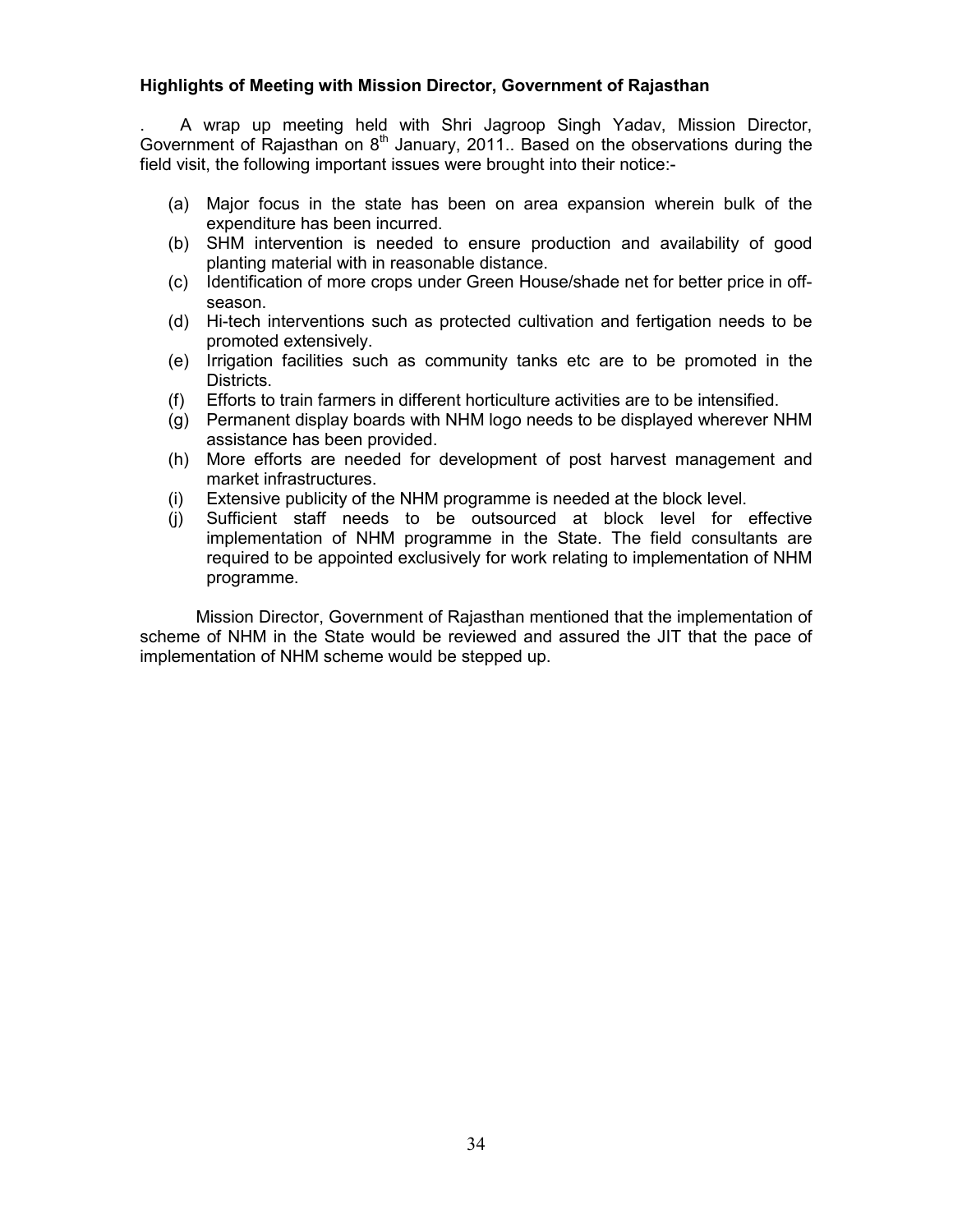**Highlights of Meeting with Mission Director, Government of Rajasthan**

. A wrap up meeting held with Shri Jagroop Singh Yadav, Mission Director, Government of Rajasthan on 8th January, 2011.. Based on the observations during the field visit, the following important issues were brought into their notice:-

(a) Major focus in the state has been on area expansion wherein bulk of the expenditure has been incurred.
(b) SHM intervention is needed to ensure production and availability of good planting material with in reasonable distance.
(c) Identification of more crops under Green House/shade net for better price in off-season.
(d) Hi-tech interventions such as protected cultivation and fertigation needs to be promoted extensively.
(e) Irrigation facilities such as community tanks etc are to be promoted in the Districts.
(f) Efforts to train farmers in different horticulture activities are to be intensified.
(g) Permanent display boards with NHM logo needs to be displayed wherever NHM assistance has been provided.
(h) More efforts are needed for development of post harvest management and market infrastructures.
(i) Extensive publicity of the NHM programme is needed at the block level.
(j) Sufficient staff needs to be outsourced at block level for effective implementation of NHM programme in the State. The field consultants are required to be appointed exclusively for work relating to implementation of NHM programme.

Mission Director, Government of Rajasthan mentioned that the implementation of scheme of NHM in the State would be reviewed and assured the JIT that the pace of implementation of NHM scheme would be stepped up.